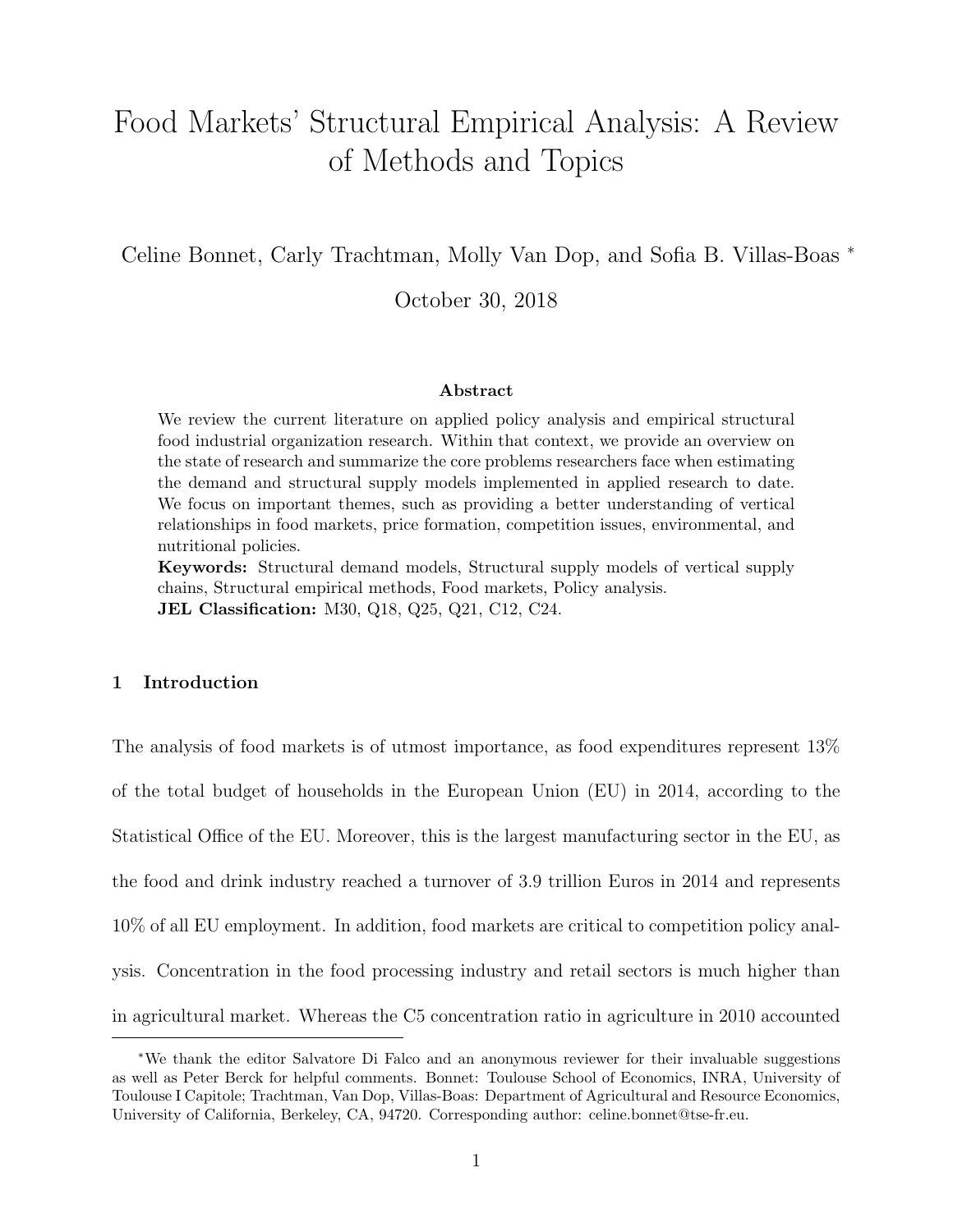# Food Markets' Structural Empirical Analysis: A Review of Methods and Topics

Celine Bonnet, Carly Trachtman, Molly Van Dop, and Sofia B. Villas-Boas *

October 30, 2018

### Abstract

We review the current literature on applied policy analysis and empirical structural food industrial organization research. Within that context, we provide an overview on the state of research and summarize the core problems researchers face when estimating the demand and structural supply models implemented in applied research to date. We focus on important themes, such as providing a better understanding of vertical relationships in food markets, price formation, competition issues, environmental, and nutritional policies.

**Keywords:** Structural demand models, Structural supply models of vertical supply chains, Structural empirical methods, Food markets, Policy analysis.

**JEL Classification:** M30, Q18, Q25, Q21, C12, C24.

## 1 Introduction

The analysis of food markets is of utmost importance, as food expenditures represent 13% of the total budget of households in the European Union (EU) in 2014, according to the Statistical Office of the EU. Moreover, this is the largest manufacturing sector in the EU, as the food and drink industry reached a turnover of 3.9 trillion Euros in 2014 and represents 10% of all EU employment. In addition, food markets are critical to competition policy analysis. Concentration in the food processing industry and retail sectors is much higher than in agricultural market. Whereas the C5 concentration ratio in agriculture in 2010 accounted

---

*We thank the editor Salvatore Di Falco and an anonymous reviewer for their invaluable suggestions as well as Peter Berck for helpful comments. Bonnet: Toulouse School of Economics, INRA, University of Toulouse I Capitole; Trachtman, Van Dop, Villas-Boas: Department of Agricultural and Resource Economics, University of California, Berkeley, CA, 94720. Corresponding author: celine.bonnet@tse-fr.eu.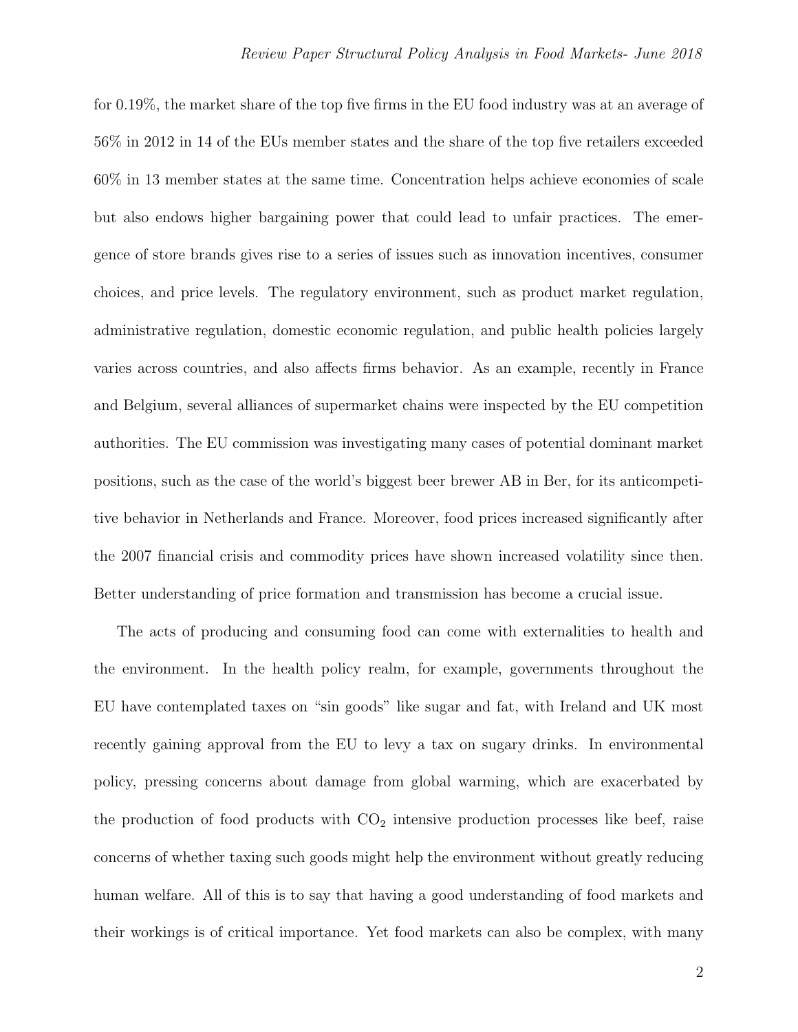for 0.19%, the market share of the top five firms in the EU food industry was at an average of 56% in 2012 in 14 of the EUs member states and the share of the top five retailers exceeded 60% in 13 member states at the same time. Concentration helps achieve economies of scale but also endows higher bargaining power that could lead to unfair practices. The emergence of store brands gives rise to a series of issues such as innovation incentives, consumer choices, and price levels. The regulatory environment, such as product market regulation, administrative regulation, domestic economic regulation, and public health policies largely varies across countries, and also affects firms behavior. As an example, recently in France and Belgium, several alliances of supermarket chains were inspected by the EU competition authorities. The EU commission was investigating many cases of potential dominant market positions, such as the case of the world's biggest beer brewer AB in Ber, for its anticompetitive behavior in Netherlands and France. Moreover, food prices increased significantly after the 2007 financial crisis and commodity prices have shown increased volatility since then. Better understanding of price formation and transmission has become a crucial issue.

The acts of producing and consuming food can come with externalities to health and the environment. In the health policy realm, for example, governments throughout the EU have contemplated taxes on "sin goods" like sugar and fat, with Ireland and UK most recently gaining approval from the EU to levy a tax on sugary drinks. In environmental policy, pressing concerns about damage from global warming, which are exacerbated by the production of food products with $CO_2$ intensive production processes like beef, raise concerns of whether taxing such goods might help the environment without greatly reducing human welfare. All of this is to say that having a good understanding of food markets and their workings is of critical importance. Yet food markets can also be complex, with many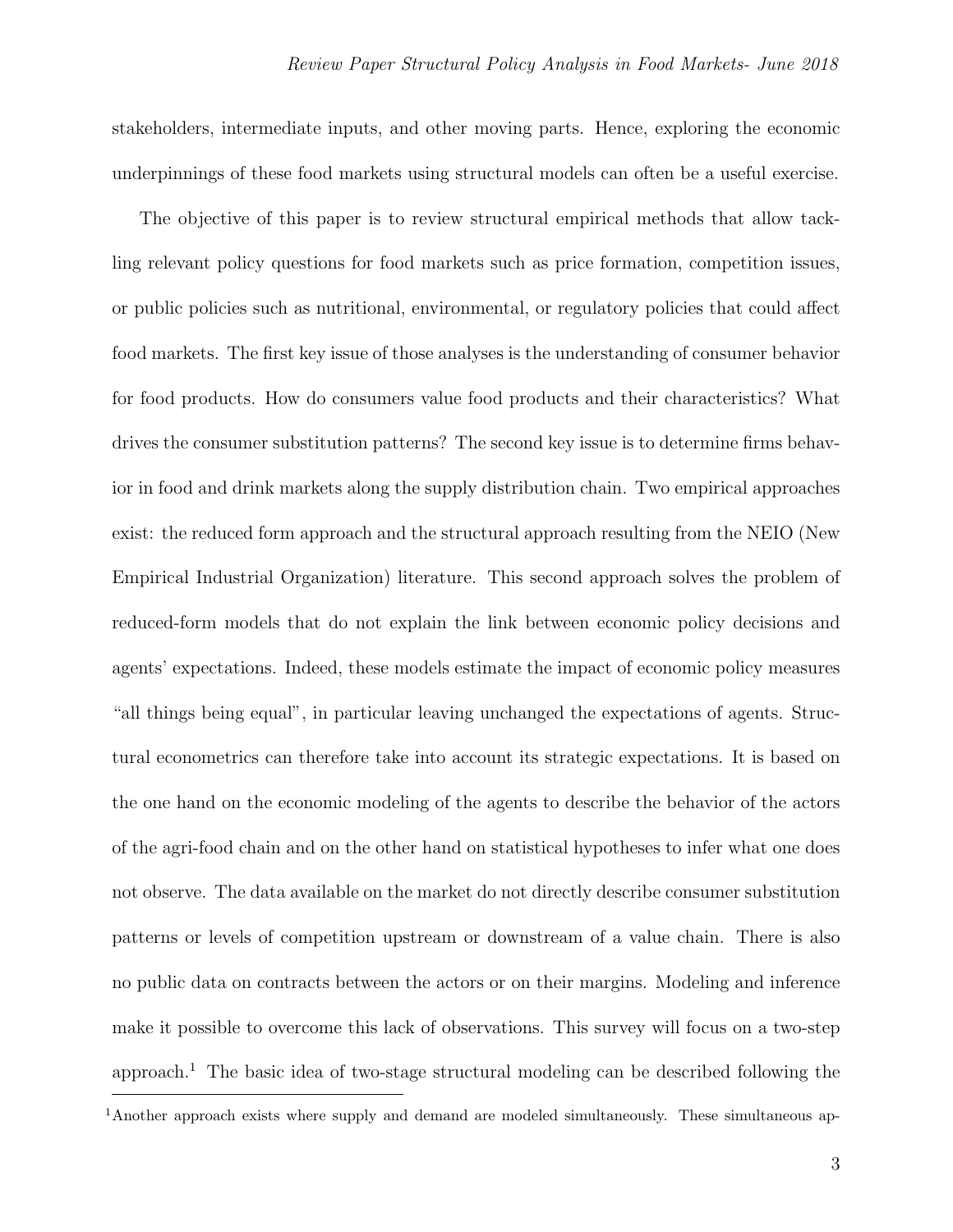stakeholders, intermediate inputs, and other moving parts. Hence, exploring the economic underpinnings of these food markets using structural models can often be a useful exercise.

The objective of this paper is to review structural empirical methods that allow tackling relevant policy questions for food markets such as price formation, competition issues, or public policies such as nutritional, environmental, or regulatory policies that could affect food markets. The first key issue of those analyses is the understanding of consumer behavior for food products. How do consumers value food products and their characteristics? What drives the consumer substitution patterns? The second key issue is to determine firms behavior in food and drink markets along the supply distribution chain. Two empirical approaches exist: the reduced form approach and the structural approach resulting from the NEIO (New Empirical Industrial Organization) literature. This second approach solves the problem of reduced-form models that do not explain the link between economic policy decisions and agents' expectations. Indeed, these models estimate the impact of economic policy measures "all things being equal", in particular leaving unchanged the expectations of agents. Structural econometrics can therefore take into account its strategic expectations. It is based on the one hand on the economic modeling of the agents to describe the behavior of the actors of the agri-food chain and on the other hand on statistical hypotheses to infer what one does not observe. The data available on the market do not directly describe consumer substitution patterns or levels of competition upstream or downstream of a value chain. There is also no public data on contracts between the actors or on their margins. Modeling and inference make it possible to overcome this lack of observations. This survey will focus on a two-step approach.[1] The basic idea of two-stage structural modeling can be described following the

[1] Another approach exists where supply and demand are modeled simultaneously. These simultaneous ap-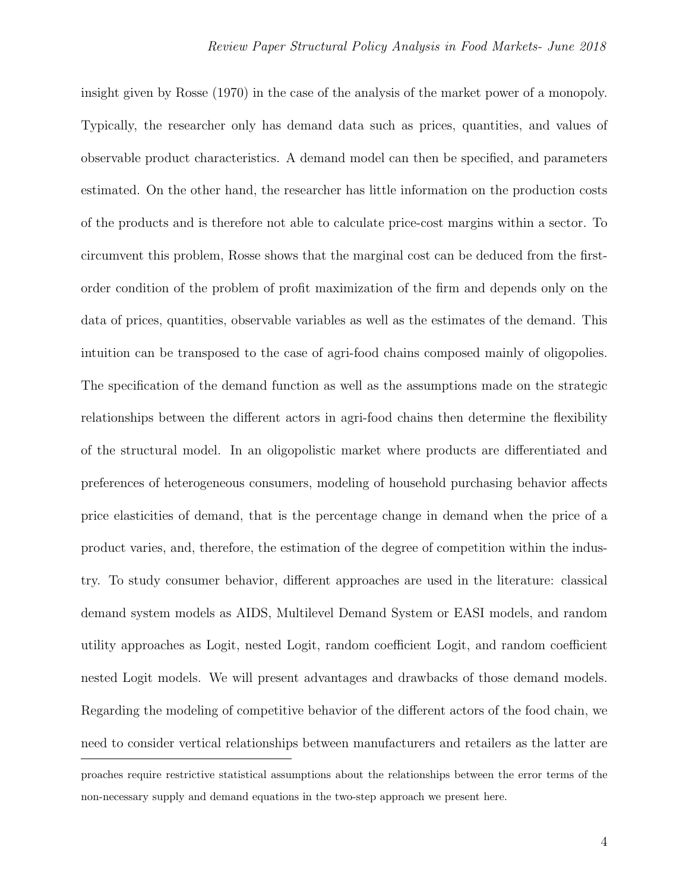insight given by Rosse (1970) in the case of the analysis of the market power of a monopoly. Typically, the researcher only has demand data such as prices, quantities, and values of observable product characteristics. A demand model can then be specified, and parameters estimated. On the other hand, the researcher has little information on the production costs of the products and is therefore not able to calculate price-cost margins within a sector. To circumvent this problem, Rosse shows that the marginal cost can be deduced from the first-order condition of the problem of profit maximization of the firm and depends only on the data of prices, quantities, observable variables as well as the estimates of the demand. This intuition can be transposed to the case of agri-food chains composed mainly of oligopolies. The specification of the demand function as well as the assumptions made on the strategic relationships between the different actors in agri-food chains then determine the flexibility of the structural model. In an oligopolistic market where products are differentiated and preferences of heterogeneous consumers, modeling of household purchasing behavior affects price elasticities of demand, that is the percentage change in demand when the price of a product varies, and, therefore, the estimation of the degree of competition within the industry. To study consumer behavior, different approaches are used in the literature: classical demand system models as AIDS, Multilevel Demand System or EASI models, and random utility approaches as Logit, nested Logit, random coefficient Logit, and random coefficient nested Logit models. We will present advantages and drawbacks of those demand models. Regarding the modeling of competitive behavior of the different actors of the food chain, we need to consider vertical relationships between manufacturers and retailers as the latter are

proaches require restrictive statistical assumptions about the relationships between the error terms of the non-necessary supply and demand equations in the two-step approach we present here.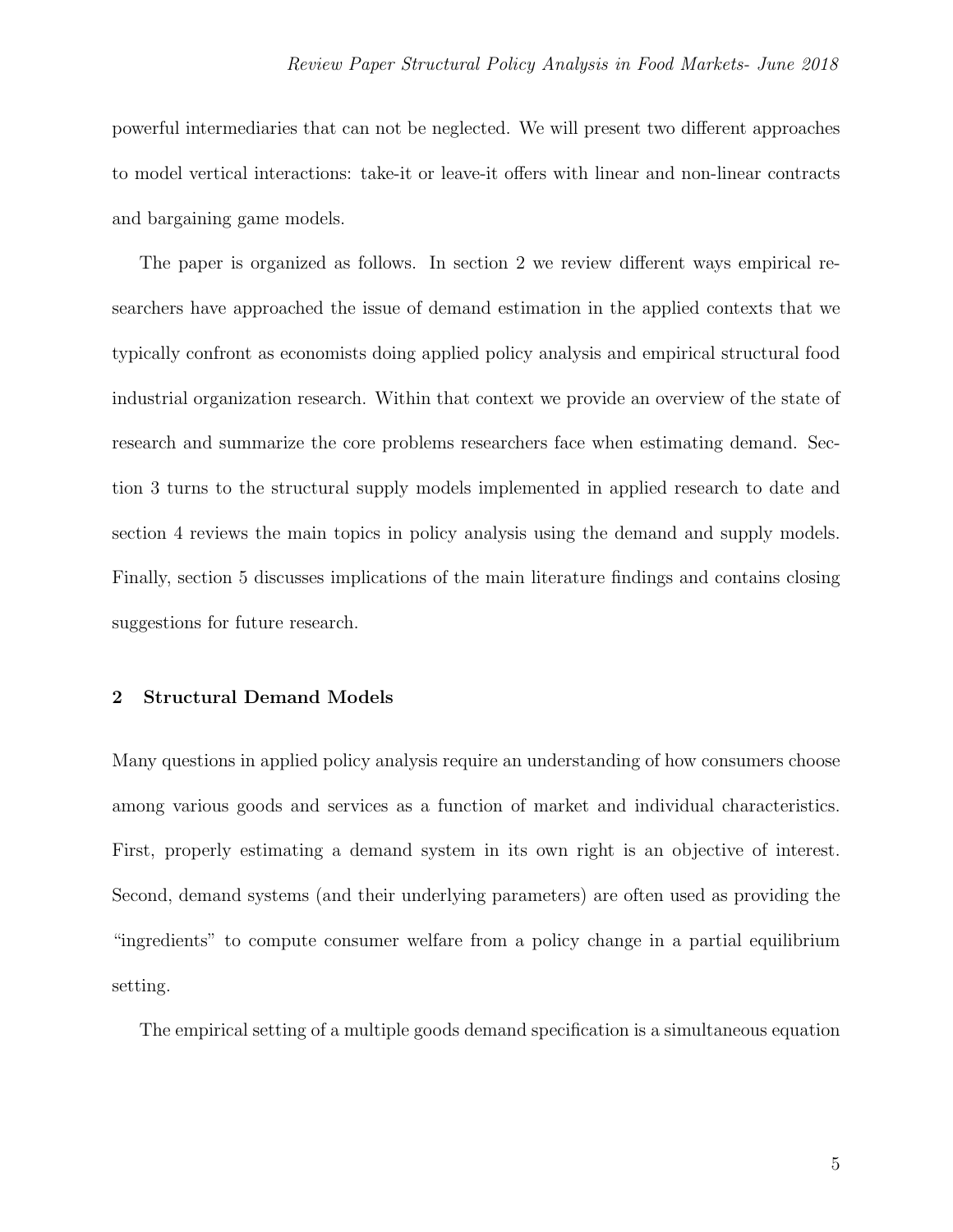powerful intermediaries that can not be neglected. We will present two different approaches to model vertical interactions: take-it or leave-it offers with linear and non-linear contracts and bargaining game models.

The paper is organized as follows. In section 2 we review different ways empirical researchers have approached the issue of demand estimation in the applied contexts that we typically confront as economists doing applied policy analysis and empirical structural food industrial organization research. Within that context we provide an overview of the state of research and summarize the core problems researchers face when estimating demand. Section 3 turns to the structural supply models implemented in applied research to date and section 4 reviews the main topics in policy analysis using the demand and supply models. Finally, section 5 discusses implications of the main literature findings and contains closing suggestions for future research.

## 2 Structural Demand Models

Many questions in applied policy analysis require an understanding of how consumers choose among various goods and services as a function of market and individual characteristics. First, properly estimating a demand system in its own right is an objective of interest. Second, demand systems (and their underlying parameters) are often used as providing the "ingredients" to compute consumer welfare from a policy change in a partial equilibrium setting.

The empirical setting of a multiple goods demand specification is a simultaneous equation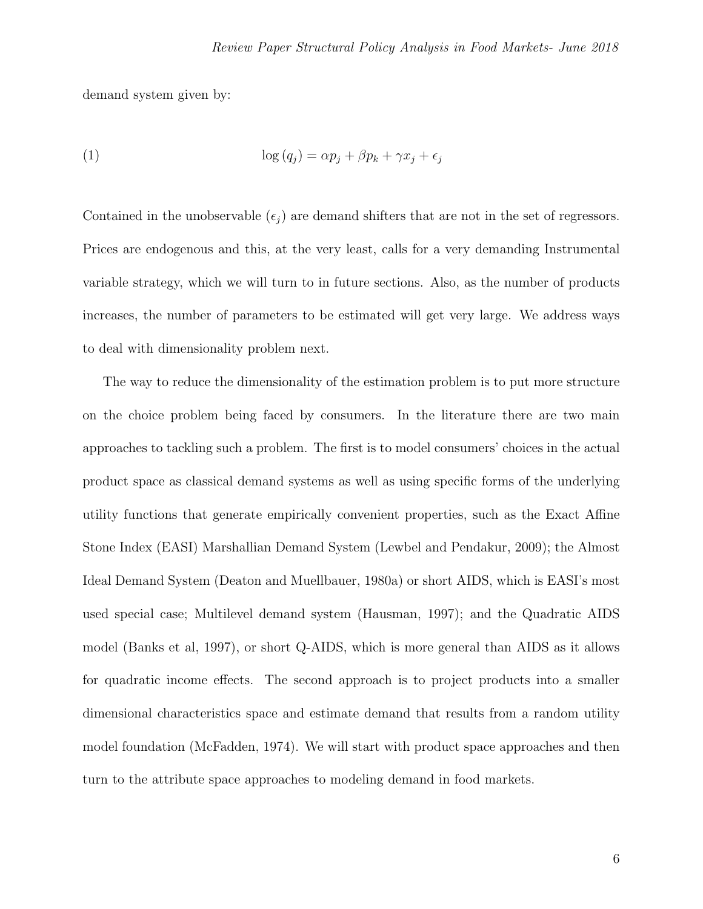demand system given by:

$$\log(q_j) = \alpha p_j + \beta p_k + \gamma x_j + \epsilon_j \tag{1}$$

Contained in the unobservable ($\epsilon_j$) are demand shifters that are not in the set of regressors. Prices are endogenous and this, at the very least, calls for a very demanding Instrumental variable strategy, which we will turn to in future sections. Also, as the number of products increases, the number of parameters to be estimated will get very large. We address ways to deal with dimensionality problem next.

The way to reduce the dimensionality of the estimation problem is to put more structure on the choice problem being faced by consumers. In the literature there are two main approaches to tackling such a problem. The first is to model consumers' choices in the actual product space as classical demand systems as well as using specific forms of the underlying utility functions that generate empirically convenient properties, such as the Exact Affine Stone Index (EASI) Marshallian Demand System (Lewbel and Pendakur, 2009); the Almost Ideal Demand System (Deaton and Muellbauer, 1980a) or short AIDS, which is EASI's most used special case; Multilevel demand system (Hausman, 1997); and the Quadratic AIDS model (Banks et al, 1997), or short Q-AIDS, which is more general than AIDS as it allows for quadratic income effects. The second approach is to project products into a smaller dimensional characteristics space and estimate demand that results from a random utility model foundation (McFadden, 1974). We will start with product space approaches and then turn to the attribute space approaches to modeling demand in food markets.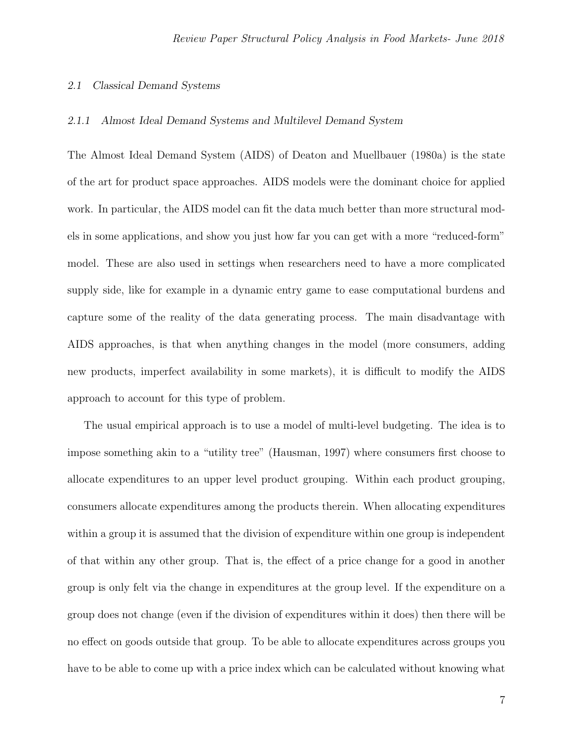### 2.1 Classical Demand Systems

#### 2.1.1 Almost Ideal Demand Systems and Multilevel Demand System

The Almost Ideal Demand System (AIDS) of Deaton and Muellbauer (1980a) is the state of the art for product space approaches. AIDS models were the dominant choice for applied work. In particular, the AIDS model can fit the data much better than more structural models in some applications, and show you just how far you can get with a more "reduced-form" model. These are also used in settings when researchers need to have a more complicated supply side, like for example in a dynamic entry game to ease computational burdens and capture some of the reality of the data generating process. The main disadvantage with AIDS approaches, is that when anything changes in the model (more consumers, adding new products, imperfect availability in some markets), it is difficult to modify the AIDS approach to account for this type of problem.

The usual empirical approach is to use a model of multi-level budgeting. The idea is to impose something akin to a "utility tree" (Hausman, 1997) where consumers first choose to allocate expenditures to an upper level product grouping. Within each product grouping, consumers allocate expenditures among the products therein. When allocating expenditures within a group it is assumed that the division of expenditure within one group is independent of that within any other group. That is, the effect of a price change for a good in another group is only felt via the change in expenditures at the group level. If the expenditure on a group does not change (even if the division of expenditures within it does) then there will be no effect on goods outside that group. To be able to allocate expenditures across groups you have to be able to come up with a price index which can be calculated without knowing what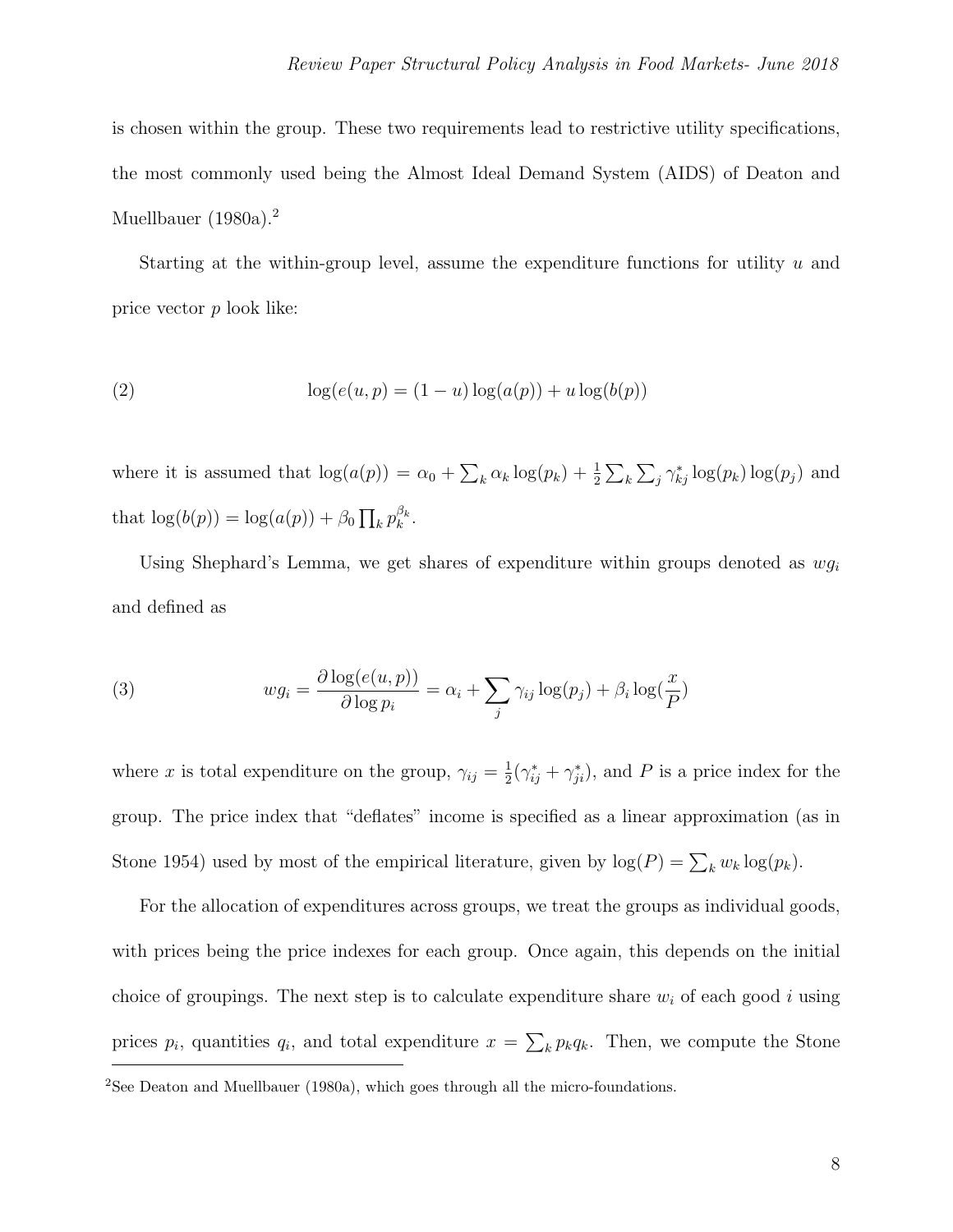is chosen within the group. These two requirements lead to restrictive utility specifications, the most commonly used being the Almost Ideal Demand System (AIDS) of Deaton and Muellbauer (1980a).[2]

Starting at the within-group level, assume the expenditure functions for utility $u$ and price vector $p$ look like:

$$\log(e(u,p) = (1-u)\log(a(p)) + u\log(b(p)) \tag{2}$$

where it is assumed that $\log(a(p)) = \alpha_0 + \sum_k \alpha_k \log(p_k) + \frac{1}{2}\sum_k \sum_j \gamma^*_{kj} \log(p_k)\log(p_j)$ and that $\log(b(p)) = \log(a(p)) + \beta_0 \prod_k p_k^{\beta_k}$.

Using Shephard's Lemma, we get shares of expenditure within groups denoted as $wg_i$ and defined as

$$wg_i = \frac{\partial \log(e(u,p))}{\partial \log p_i} = \alpha_i + \sum_j \gamma_{ij}\log(p_j) + \beta_i \log(\frac{x}{P}) \tag{3}$$

where $x$ is total expenditure on the group, $\gamma_{ij} = \frac{1}{2}(\gamma^*_{ij} + \gamma^*_{ji})$, and $P$ is a price index for the group. The price index that "deflates" income is specified as a linear approximation (as in Stone 1954) used by most of the empirical literature, given by $\log(P) = \sum_k w_k \log(p_k)$.

For the allocation of expenditures across groups, we treat the groups as individual goods, with prices being the price indexes for each group. Once again, this depends on the initial choice of groupings. The next step is to calculate expenditure share $w_i$ of each good $i$ using prices $p_i$, quantities $q_i$, and total expenditure $x = \sum_k p_k q_k$. Then, we compute the Stone

[2]See Deaton and Muellbauer (1980a), which goes through all the micro-foundations.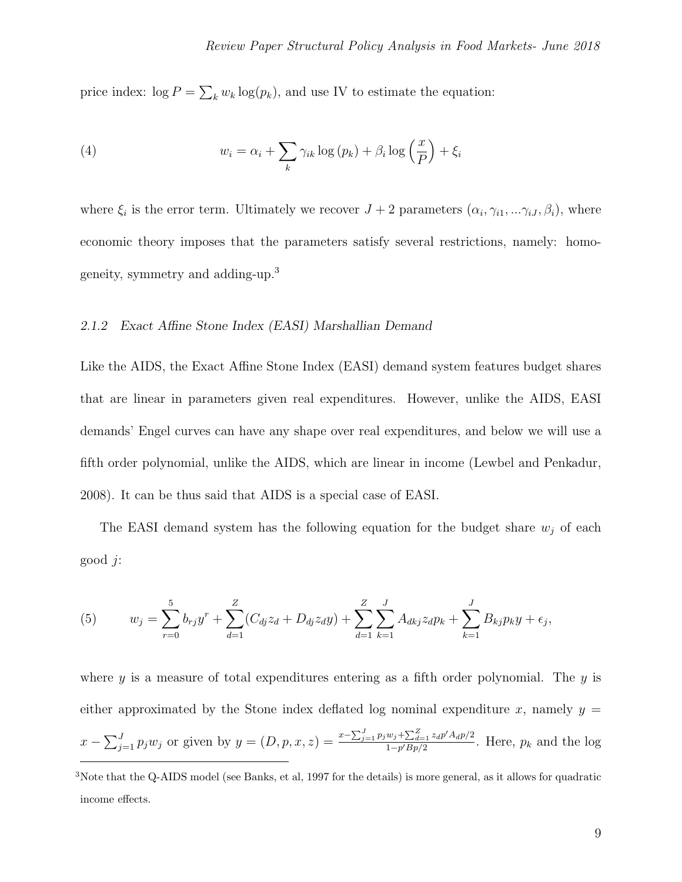price index: $\log P = \sum_k w_k \log(p_k)$, and use IV to estimate the equation:

$$w_i = \alpha_i + \sum_k \gamma_{ik} \log(p_k) + \beta_i \log\left(\frac{x}{P}\right) + \xi_i \tag{4}$$

where $\xi_i$ is the error term. Ultimately we recover $J+2$ parameters $(\alpha_i, \gamma_{i1}, ...\gamma_{iJ}, \beta_i)$, where economic theory imposes that the parameters satisfy several restrictions, namely: homogeneity, symmetry and adding-up.[3]

#### 2.1.2 Exact Affine Stone Index (EASI) Marshallian Demand

Like the AIDS, the Exact Affine Stone Index (EASI) demand system features budget shares that are linear in parameters given real expenditures. However, unlike the AIDS, EASI demands' Engel curves can have any shape over real expenditures, and below we will use a fifth order polynomial, unlike the AIDS, which are linear in income (Lewbel and Penkadur, 2008). It can be thus said that AIDS is a special case of EASI.

The EASI demand system has the following equation for the budget share $w_j$ of each good $j$:

$$w_j = \sum_{r=0}^{5} b_{rj} y^r + \sum_{d=1}^{Z} (C_{dj} z_d + D_{dj} z_d y) + \sum_{d=1}^{Z} \sum_{k=1}^{J} A_{dkj} z_d p_k + \sum_{k=1}^{J} B_{kj} p_k y + \epsilon_j, \tag{5}$$

where $y$ is a measure of total expenditures entering as a fifth order polynomial. The $y$ is either approximated by the Stone index deflated log nominal expenditure $x$, namely $y = x - \sum_{j=1}^{J} p_j w_j$ or given by $y = (D, p, x, z) = \frac{x - \sum_{j=1}^{J} p_j w_j + \sum_{d=1}^{Z} z_d p' A_d p/2}{1 - p' B p/2}$. Here, $p_k$ and the log

[3] Note that the Q-AIDS model (see Banks, et al, 1997 for the details) is more general, as it allows for quadratic income effects.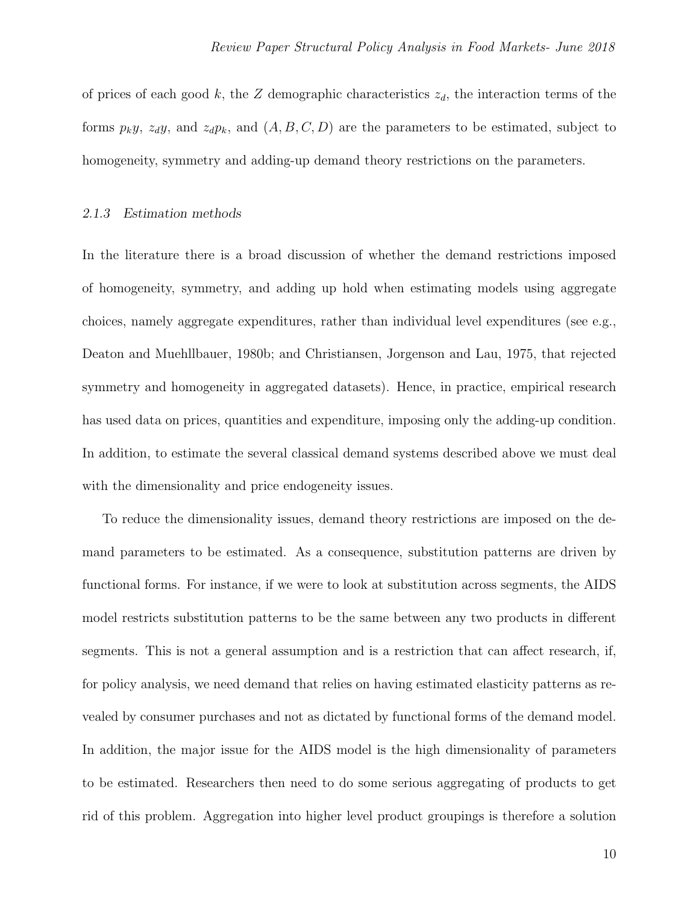of prices of each good $k$, the $Z$ demographic characteristics $z_d$, the interaction terms of the forms $p_k y$, $z_d y$, and $z_d p_k$, and $(A, B, C, D)$ are the parameters to be estimated, subject to homogeneity, symmetry and adding-up demand theory restrictions on the parameters.

#### *2.1.3 Estimation methods*

In the literature there is a broad discussion of whether the demand restrictions imposed of homogeneity, symmetry, and adding up hold when estimating models using aggregate choices, namely aggregate expenditures, rather than individual level expenditures (see e.g., Deaton and Muehllbauer, 1980b; and Christiansen, Jorgenson and Lau, 1975, that rejected symmetry and homogeneity in aggregated datasets). Hence, in practice, empirical research has used data on prices, quantities and expenditure, imposing only the adding-up condition. In addition, to estimate the several classical demand systems described above we must deal with the dimensionality and price endogeneity issues.

To reduce the dimensionality issues, demand theory restrictions are imposed on the demand parameters to be estimated. As a consequence, substitution patterns are driven by functional forms. For instance, if we were to look at substitution across segments, the AIDS model restricts substitution patterns to be the same between any two products in different segments. This is not a general assumption and is a restriction that can affect research, if, for policy analysis, we need demand that relies on having estimated elasticity patterns as revealed by consumer purchases and not as dictated by functional forms of the demand model. In addition, the major issue for the AIDS model is the high dimensionality of parameters to be estimated. Researchers then need to do some serious aggregating of products to get rid of this problem. Aggregation into higher level product groupings is therefore a solution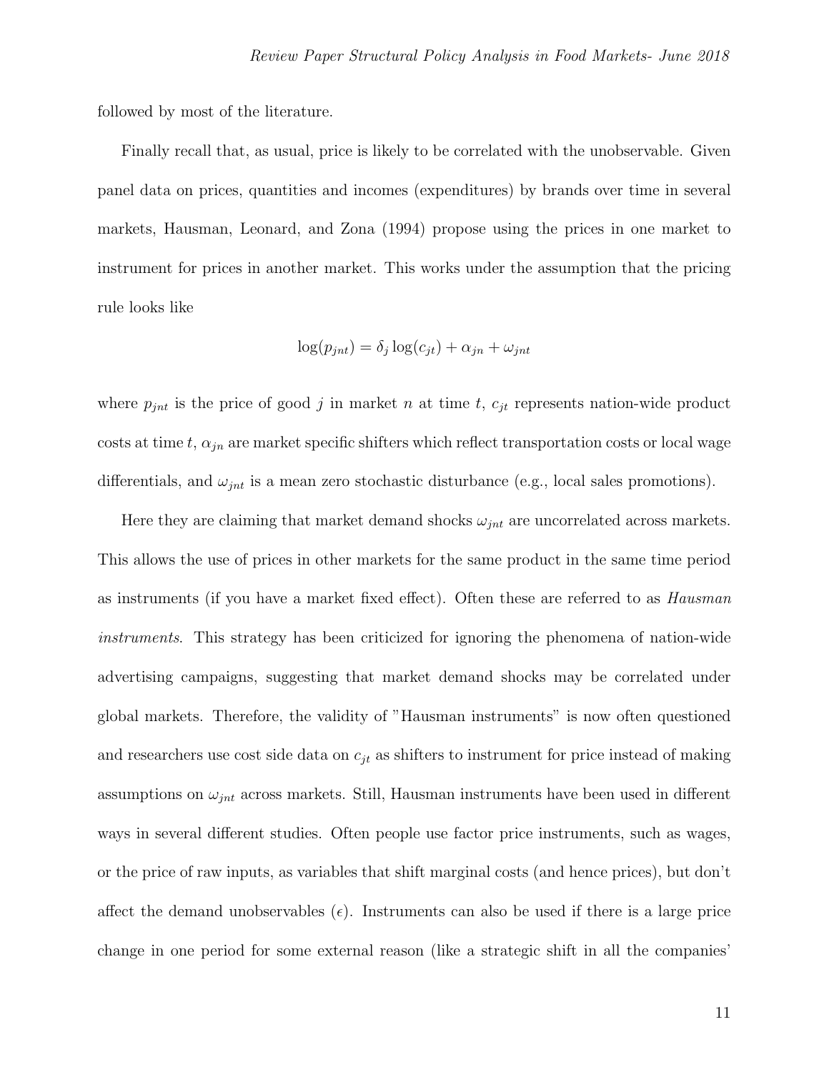followed by most of the literature.

Finally recall that, as usual, price is likely to be correlated with the unobservable. Given panel data on prices, quantities and incomes (expenditures) by brands over time in several markets, Hausman, Leonard, and Zona (1994) propose using the prices in one market to instrument for prices in another market. This works under the assumption that the pricing rule looks like

$$\log(p_{jnt}) = \delta_j \log(c_{jt}) + \alpha_{jn} + \omega_{jnt}$$

where $p_{jnt}$ is the price of good $j$ in market $n$ at time $t$, $c_{jt}$ represents nation-wide product costs at time $t$, $\alpha_{jn}$ are market specific shifters which reflect transportation costs or local wage differentials, and $\omega_{jnt}$ is a mean zero stochastic disturbance (e.g., local sales promotions).

Here they are claiming that market demand shocks $\omega_{jnt}$ are uncorrelated across markets. This allows the use of prices in other markets for the same product in the same time period as instruments (if you have a market fixed effect). Often these are referred to as *Hausman instruments*. This strategy has been criticized for ignoring the phenomena of nation-wide advertising campaigns, suggesting that market demand shocks may be correlated under global markets. Therefore, the validity of "Hausman instruments" is now often questioned and researchers use cost side data on $c_{jt}$ as shifters to instrument for price instead of making assumptions on $\omega_{jnt}$ across markets. Still, Hausman instruments have been used in different ways in several different studies. Often people use factor price instruments, such as wages, or the price of raw inputs, as variables that shift marginal costs (and hence prices), but don't affect the demand unobservables ($\epsilon$). Instruments can also be used if there is a large price change in one period for some external reason (like a strategic shift in all the companies'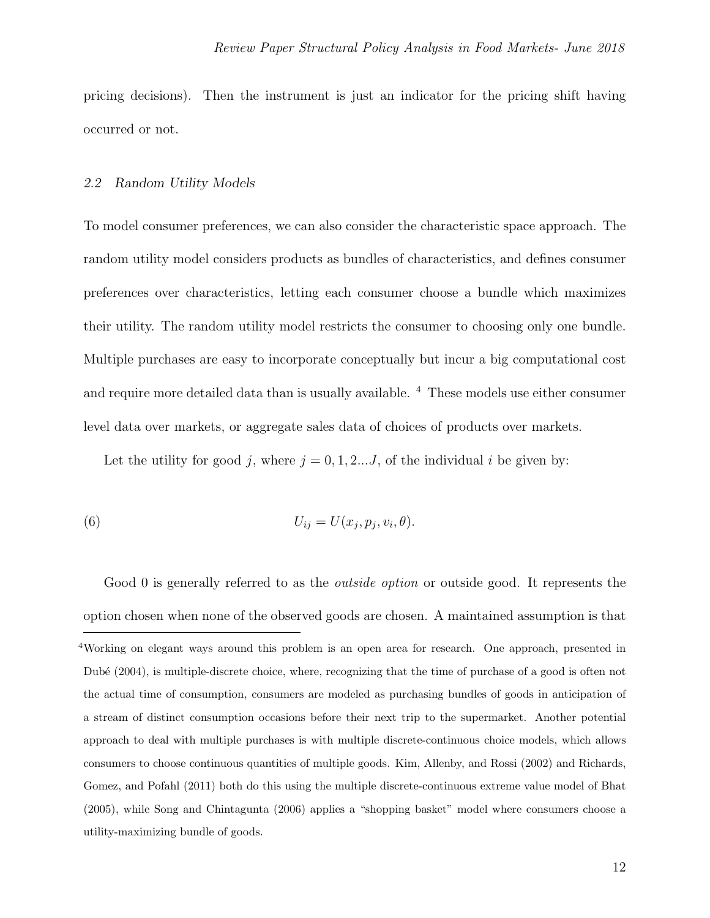pricing decisions). Then the instrument is just an indicator for the pricing shift having occurred or not.

### 2.2 Random Utility Models

To model consumer preferences, we can also consider the characteristic space approach. The random utility model considers products as bundles of characteristics, and defines consumer preferences over characteristics, letting each consumer choose a bundle which maximizes their utility. The random utility model restricts the consumer to choosing only one bundle. Multiple purchases are easy to incorporate conceptually but incur a big computational cost and require more detailed data than is usually available. [4] These models use either consumer level data over markets, or aggregate sales data of choices of products over markets.

Let the utility for good $j$, where $j = 0, 1, 2...J$, of the individual $i$ be given by:

$$U_{ij} = U(x_j, p_j, v_i, \theta). \tag{6}$$

Good 0 is generally referred to as the *outside option* or outside good. It represents the option chosen when none of the observed goods are chosen. A maintained assumption is that

[4] Working on elegant ways around this problem is an open area for research. One approach, presented in Dubé (2004), is multiple-discrete choice, where, recognizing that the time of purchase of a good is often not the actual time of consumption, consumers are modeled as purchasing bundles of goods in anticipation of a stream of distinct consumption occasions before their next trip to the supermarket. Another potential approach to deal with multiple purchases is with multiple discrete-continuous choice models, which allows consumers to choose continuous quantities of multiple goods. Kim, Allenby, and Rossi (2002) and Richards, Gomez, and Pofahl (2011) both do this using the multiple discrete-continuous extreme value model of Bhat (2005), while Song and Chintagunta (2006) applies a "shopping basket" model where consumers choose a utility-maximizing bundle of goods.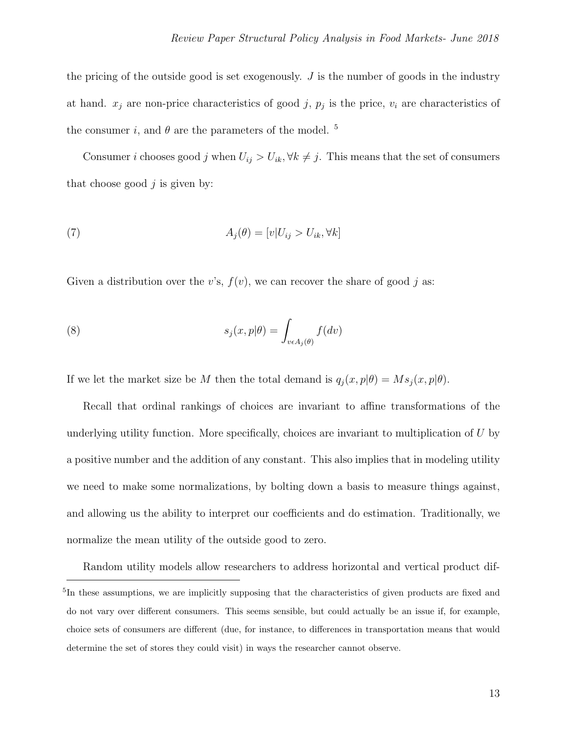the pricing of the outside good is set exogenously. $J$ is the number of goods in the industry at hand. $x_j$ are non-price characteristics of good $j$, $p_j$ is the price, $v_i$ are characteristics of the consumer $i$, and $\theta$ are the parameters of the model. [5]

Consumer $i$ chooses good $j$ when $U_{ij} > U_{ik}, \forall k \neq j$. This means that the set of consumers that choose good $j$ is given by:

$$A_j(\theta) = [v | U_{ij} > U_{ik}, \forall k] \tag{7}$$

Given a distribution over the $v$'s, $f(v)$, we can recover the share of good $j$ as:

$$s_j(x, p|\theta) = \int_{v \epsilon A_j(\theta)} f(dv) \tag{8}$$

If we let the market size be $M$ then the total demand is $q_j(x, p|\theta) = M s_j(x, p|\theta)$.

Recall that ordinal rankings of choices are invariant to affine transformations of the underlying utility function. More specifically, choices are invariant to multiplication of $U$ by a positive number and the addition of any constant. This also implies that in modeling utility we need to make some normalizations, by bolting down a basis to measure things against, and allowing us the ability to interpret our coefficients and do estimation. Traditionally, we normalize the mean utility of the outside good to zero.

Random utility models allow researchers to address horizontal and vertical product dif-

[5] In these assumptions, we are implicitly supposing that the characteristics of given products are fixed and do not vary over different consumers. This seems sensible, but could actually be an issue if, for example, choice sets of consumers are different (due, for instance, to differences in transportation means that would determine the set of stores they could visit) in ways the researcher cannot observe.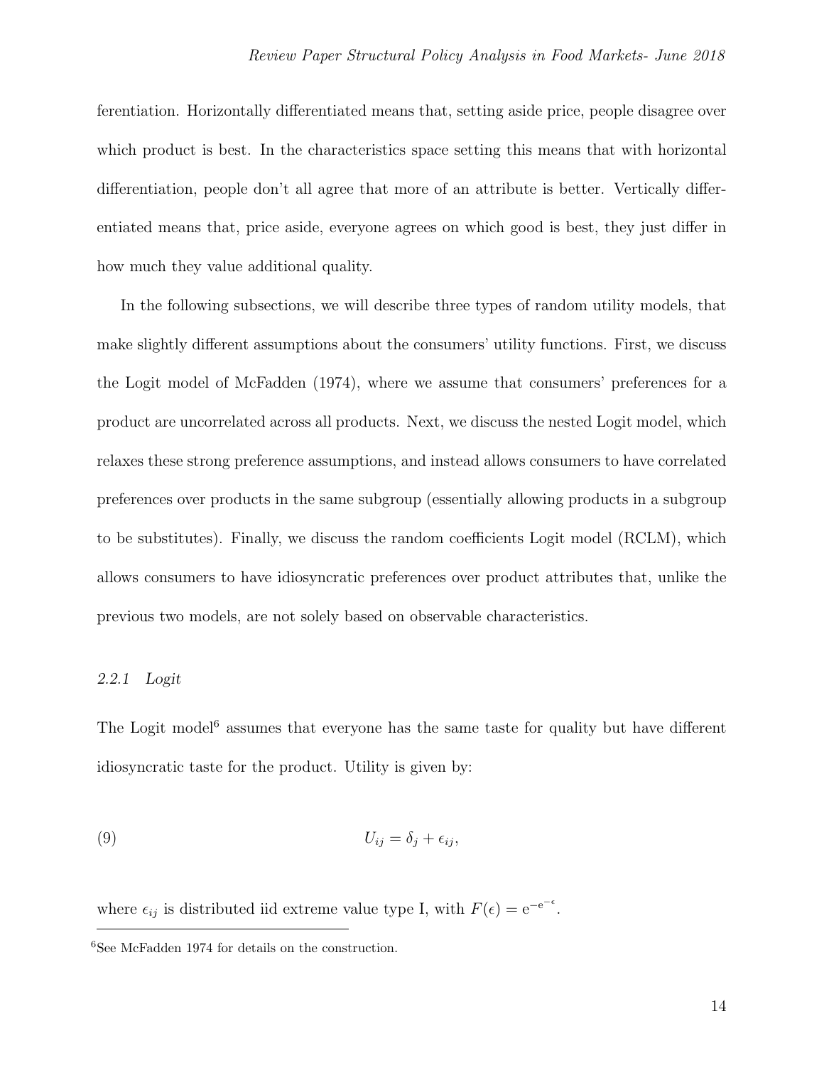ferentiation. Horizontally differentiated means that, setting aside price, people disagree over which product is best. In the characteristics space setting this means that with horizontal differentiation, people don't all agree that more of an attribute is better. Vertically differentiated means that, price aside, everyone agrees on which good is best, they just differ in how much they value additional quality.

In the following subsections, we will describe three types of random utility models, that make slightly different assumptions about the consumers' utility functions. First, we discuss the Logit model of McFadden (1974), where we assume that consumers' preferences for a product are uncorrelated across all products. Next, we discuss the nested Logit model, which relaxes these strong preference assumptions, and instead allows consumers to have correlated preferences over products in the same subgroup (essentially allowing products in a subgroup to be substitutes). Finally, we discuss the random coefficients Logit model (RCLM), which allows consumers to have idiosyncratic preferences over product attributes that, unlike the previous two models, are not solely based on observable characteristics.

### *2.2.1 Logit*

The Logit model[6] assumes that everyone has the same taste for quality but have different idiosyncratic taste for the product. Utility is given by:

$$U_{ij} = \delta_j + \epsilon_{ij}, \tag{9}$$

where $\epsilon_{ij}$ is distributed iid extreme value type I, with $F(\epsilon) = \mathrm{e}^{-\mathrm{e}^{-\epsilon}}$.

[6] See McFadden 1974 for details on the construction.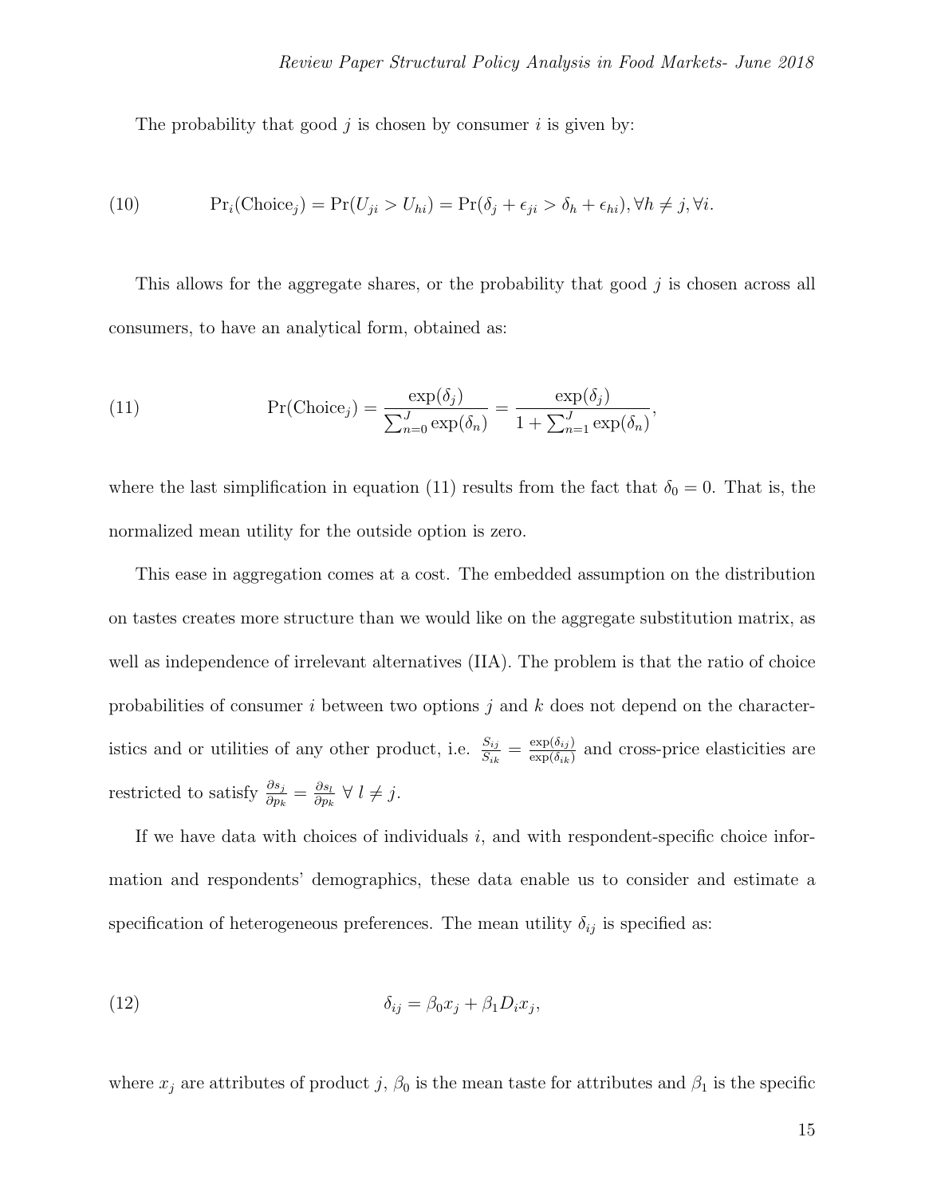The probability that good $j$ is chosen by consumer $i$ is given by:

$$
\Pr_i(\text{Choice}_j) = \Pr(U_{ji} > U_{hi}) = \Pr(\delta_j + \epsilon_{ji} > \delta_h + \epsilon_{hi}), \forall h \neq j, \forall i. \tag{10}
$$

This allows for the aggregate shares, or the probability that good $j$ is chosen across all consumers, to have an analytical form, obtained as:

$$
\Pr(\text{Choice}_j) = \frac{\exp(\delta_j)}{\sum_{n=0}^{J} \exp(\delta_n)} = \frac{\exp(\delta_j)}{1 + \sum_{n=1}^{J} \exp(\delta_n)}, \tag{11}
$$

where the last simplification in equation (11) results from the fact that $\delta_0 = 0$. That is, the normalized mean utility for the outside option is zero.

This ease in aggregation comes at a cost. The embedded assumption on the distribution on tastes creates more structure than we would like on the aggregate substitution matrix, as well as independence of irrelevant alternatives (IIA). The problem is that the ratio of choice probabilities of consumer $i$ between two options $j$ and $k$ does not depend on the characteristics and or utilities of any other product, i.e. $\frac{S_{ij}}{S_{ik}} = \frac{\exp(\delta_{ij})}{\exp(\delta_{ik})}$ and cross-price elasticities are restricted to satisfy $\frac{\partial s_j}{\partial p_k} = \frac{\partial s_l}{\partial p_k} \; \forall \; l \neq j$.

If we have data with choices of individuals $i$, and with respondent-specific choice information and respondents' demographics, these data enable us to consider and estimate a specification of heterogeneous preferences. The mean utility $\delta_{ij}$ is specified as:

$$
\delta_{ij} = \beta_0 x_j + \beta_1 D_i x_j, \tag{12}
$$

where $x_j$ are attributes of product $j$, $\beta_0$ is the mean taste for attributes and $\beta_1$ is the specific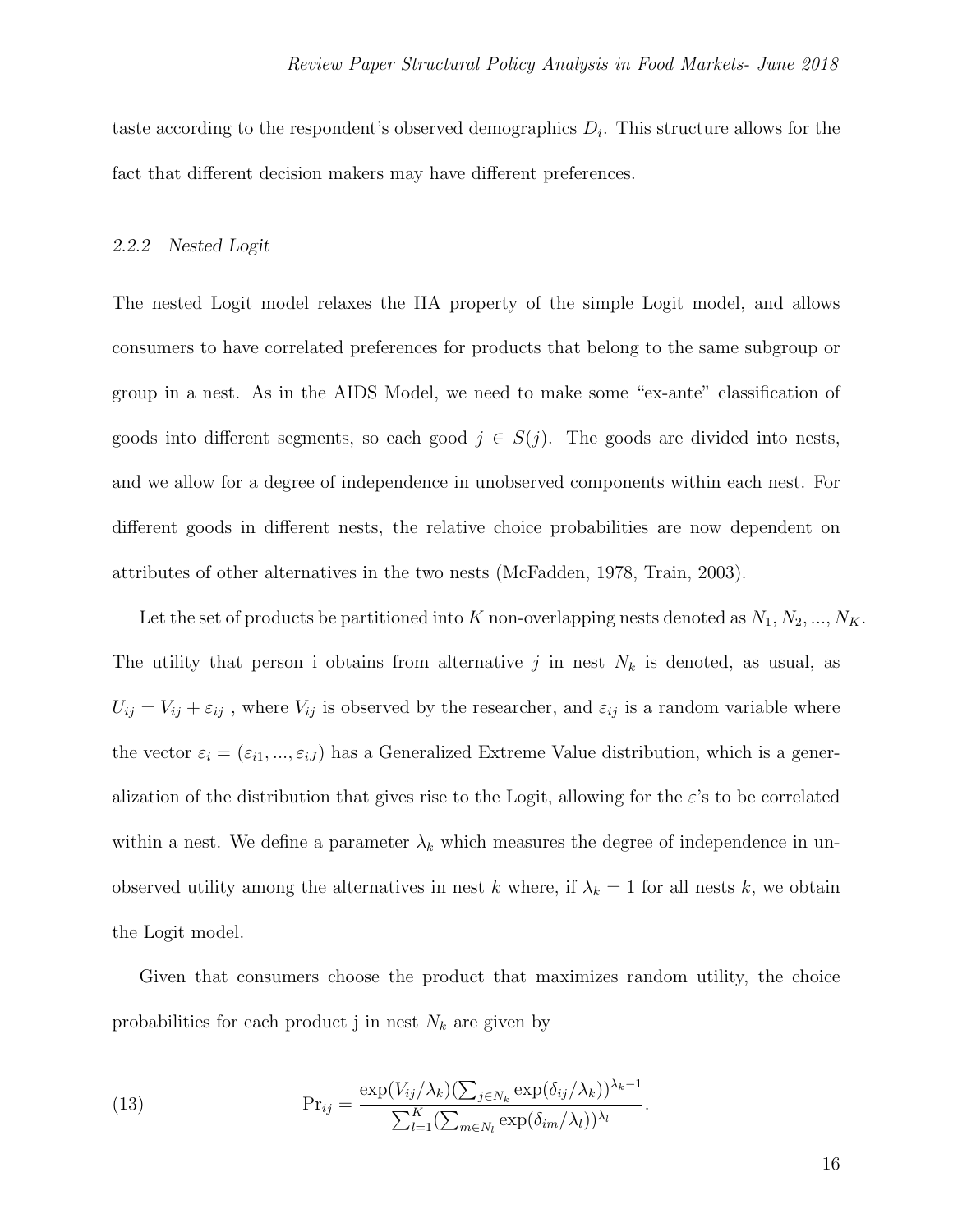taste according to the respondent's observed demographics $D_i$. This structure allows for the fact that different decision makers may have different preferences.

#### *2.2.2 Nested Logit*

The nested Logit model relaxes the IIA property of the simple Logit model, and allows consumers to have correlated preferences for products that belong to the same subgroup or group in a nest. As in the AIDS Model, we need to make some "ex-ante" classification of goods into different segments, so each good $j \in S(j)$. The goods are divided into nests, and we allow for a degree of independence in unobserved components within each nest. For different goods in different nests, the relative choice probabilities are now dependent on attributes of other alternatives in the two nests (McFadden, 1978, Train, 2003).

Let the set of products be partitioned into $K$ non-overlapping nests denoted as $N_1, N_2, ..., N_K$. The utility that person i obtains from alternative $j$ in nest $N_k$ is denoted, as usual, as $U_{ij} = V_{ij} + \varepsilon_{ij}$ , where $V_{ij}$ is observed by the researcher, and $\varepsilon_{ij}$ is a random variable where the vector $\varepsilon_i = (\varepsilon_{i1}, ..., \varepsilon_{iJ})$ has a Generalized Extreme Value distribution, which is a generalization of the distribution that gives rise to the Logit, allowing for the $\varepsilon$'s to be correlated within a nest. We define a parameter $\lambda_k$ which measures the degree of independence in unobserved utility among the alternatives in nest $k$ where, if $\lambda_k = 1$ for all nests $k$, we obtain the Logit model.

Given that consumers choose the product that maximizes random utility, the choice probabilities for each product j in nest $N_k$ are given by

$$\text{(13)} \qquad \Pr_{ij} = \frac{\exp(V_{ij}/\lambda_k)(\sum_{j \in N_k} \exp(\delta_{ij}/\lambda_k))^{\lambda_k - 1}}{\sum_{l=1}^{K} (\sum_{m \in N_l} \exp(\delta_{im}/\lambda_l))^{\lambda_l}}.$$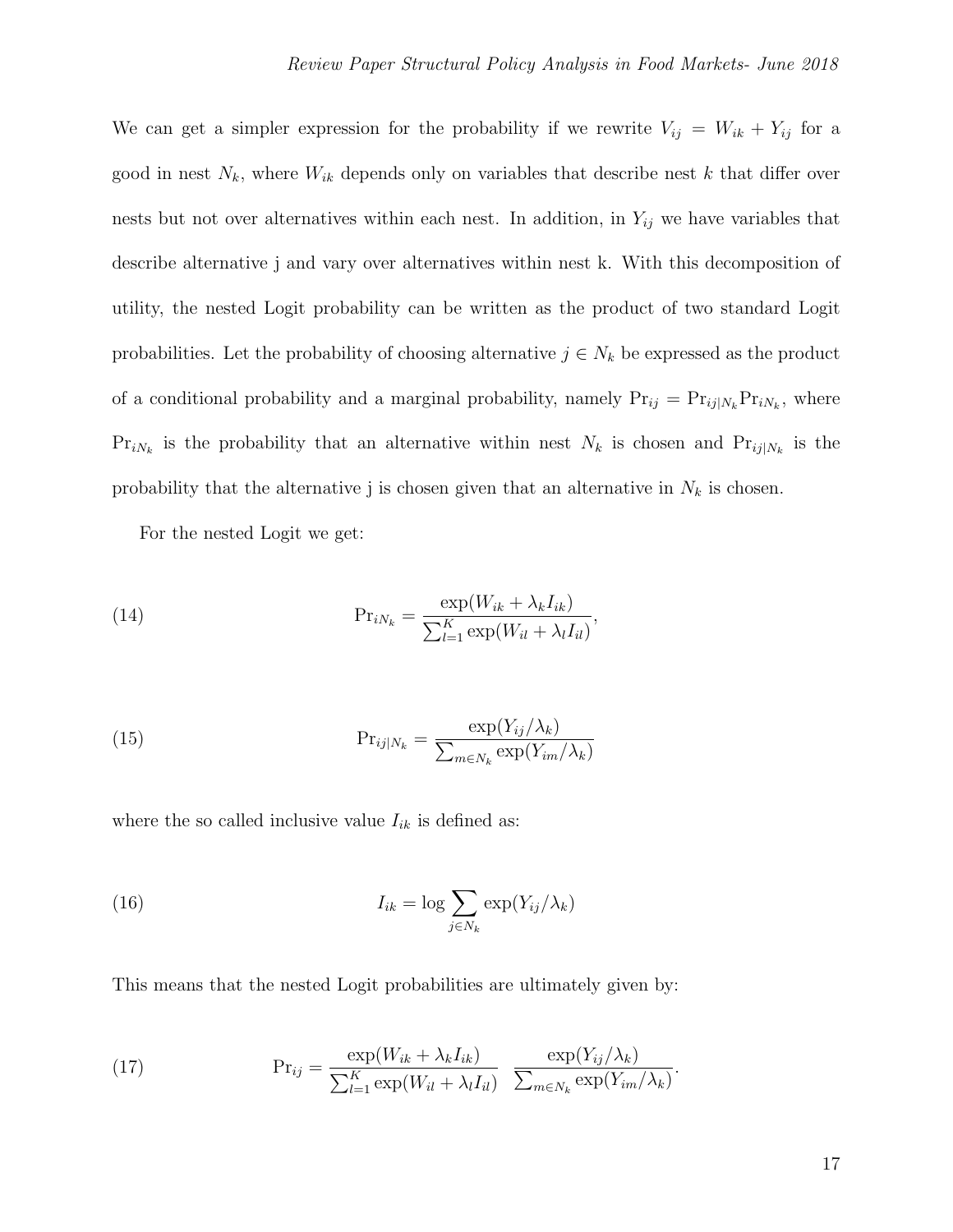We can get a simpler expression for the probability if we rewrite $V_{ij} = W_{ik} + Y_{ij}$ for a good in nest $N_k$, where $W_{ik}$ depends only on variables that describe nest $k$ that differ over nests but not over alternatives within each nest. In addition, in $Y_{ij}$ we have variables that describe alternative j and vary over alternatives within nest k. With this decomposition of utility, the nested Logit probability can be written as the product of two standard Logit probabilities. Let the probability of choosing alternative $j \in N_k$ be expressed as the product of a conditional probability and a marginal probability, namely $\Pr_{ij} = \Pr_{ij|N_k}\Pr_{iN_k}$, where $\Pr_{iN_k}$ is the probability that an alternative within nest $N_k$ is chosen and $\Pr_{ij|N_k}$ is the probability that the alternative j is chosen given that an alternative in $N_k$ is chosen.

For the nested Logit we get:

$$\Pr_{iN_k} = \frac{\exp(W_{ik} + \lambda_k I_{ik})}{\sum_{l=1}^{K} \exp(W_{il} + \lambda_l I_{il})}, \tag{14}$$

$$\Pr_{ij|N_k} = \frac{\exp(Y_{ij}/\lambda_k)}{\sum_{m \in N_k} \exp(Y_{im}/\lambda_k)} \tag{15}$$

where the so called inclusive value $I_{ik}$ is defined as:

$$I_{ik} = \log \sum_{j \in N_k} \exp(Y_{ij}/\lambda_k) \tag{16}$$

This means that the nested Logit probabilities are ultimately given by:

$$\Pr_{ij} = \frac{\exp(W_{ik} + \lambda_k I_{ik})}{\sum_{l=1}^{K} \exp(W_{il} + \lambda_l I_{il})} \quad \frac{\exp(Y_{ij}/\lambda_k)}{\sum_{m \in N_k} \exp(Y_{im}/\lambda_k)}. \tag{17}$$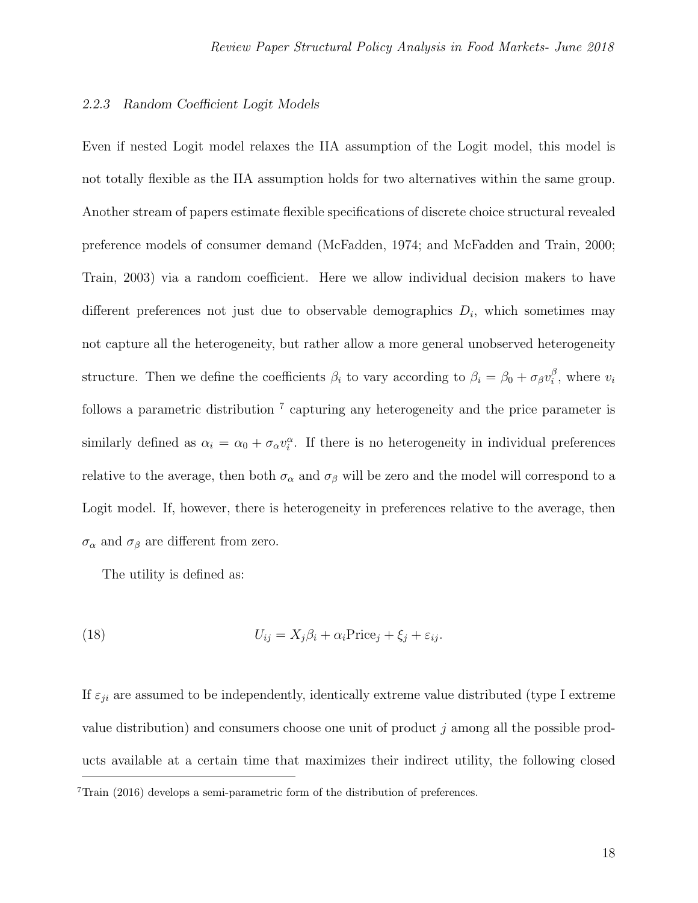#### 2.2.3 Random Coefficient Logit Models

Even if nested Logit model relaxes the IIA assumption of the Logit model, this model is not totally flexible as the IIA assumption holds for two alternatives within the same group. Another stream of papers estimate flexible specifications of discrete choice structural revealed preference models of consumer demand (McFadden, 1974; and McFadden and Train, 2000; Train, 2003) via a random coefficient. Here we allow individual decision makers to have different preferences not just due to observable demographics $D_i$, which sometimes may not capture all the heterogeneity, but rather allow a more general unobserved heterogeneity structure. Then we define the coefficients $\beta_i$ to vary according to $\beta_i = \beta_0 + \sigma_\beta v_i^\beta$, where $v_i$ follows a parametric distribution [7] capturing any heterogeneity and the price parameter is similarly defined as $\alpha_i = \alpha_0 + \sigma_\alpha v_i^\alpha$. If there is no heterogeneity in individual preferences relative to the average, then both $\sigma_\alpha$ and $\sigma_\beta$ will be zero and the model will correspond to a Logit model. If, however, there is heterogeneity in preferences relative to the average, then $\sigma_\alpha$ and $\sigma_\beta$ are different from zero.

The utility is defined as:

$$U_{ij} = X_j \beta_i + \alpha_i \text{Price}_j + \xi_j + \varepsilon_{ij}. \tag{18}$$

If $\varepsilon_{ji}$ are assumed to be independently, identically extreme value distributed (type I extreme value distribution) and consumers choose one unit of product $j$ among all the possible products available at a certain time that maximizes their indirect utility, the following closed

[7] Train (2016) develops a semi-parametric form of the distribution of preferences.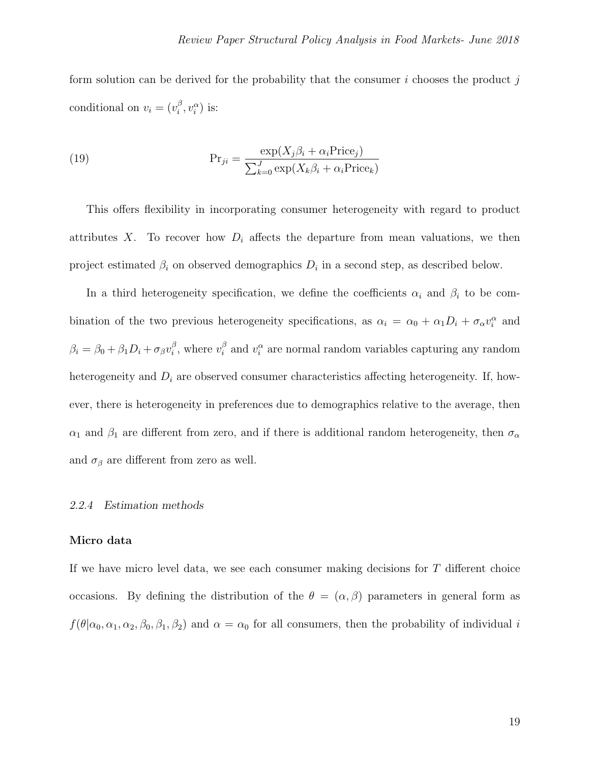form solution can be derived for the probability that the consumer $i$ chooses the product $j$ conditional on $v_i = (v_i^\beta, v_i^\alpha)$ is:

$$\text{(19)} \qquad \Pr_{ji} = \frac{\exp(X_j\beta_i + \alpha_i \text{Price}_j)}{\sum_{k=0}^{J} \exp(X_k\beta_i + \alpha_i \text{Price}_k)}$$

This offers flexibility in incorporating consumer heterogeneity with regard to product attributes $X$. To recover how $D_i$ affects the departure from mean valuations, we then project estimated $\beta_i$ on observed demographics $D_i$ in a second step, as described below.

In a third heterogeneity specification, we define the coefficients $\alpha_i$ and $\beta_i$ to be combination of the two previous heterogeneity specifications, as $\alpha_i = \alpha_0 + \alpha_1 D_i + \sigma_\alpha v_i^\alpha$ and $\beta_i = \beta_0 + \beta_1 D_i + \sigma_\beta v_i^\beta$, where $v_i^\beta$ and $v_i^\alpha$ are normal random variables capturing any random heterogeneity and $D_i$ are observed consumer characteristics affecting heterogeneity. If, however, there is heterogeneity in preferences due to demographics relative to the average, then $\alpha_1$ and $\beta_1$ are different from zero, and if there is additional random heterogeneity, then $\sigma_\alpha$ and $\sigma_\beta$ are different from zero as well.

#### *2.2.4 Estimation methods*

**Micro data**

If we have micro level data, we see each consumer making decisions for $T$ different choice occasions. By defining the distribution of the $\theta = (\alpha, \beta)$ parameters in general form as $f(\theta|\alpha_0, \alpha_1, \alpha_2, \beta_0, \beta_1, \beta_2)$ and $\alpha = \alpha_0$ for all consumers, then the probability of individual $i$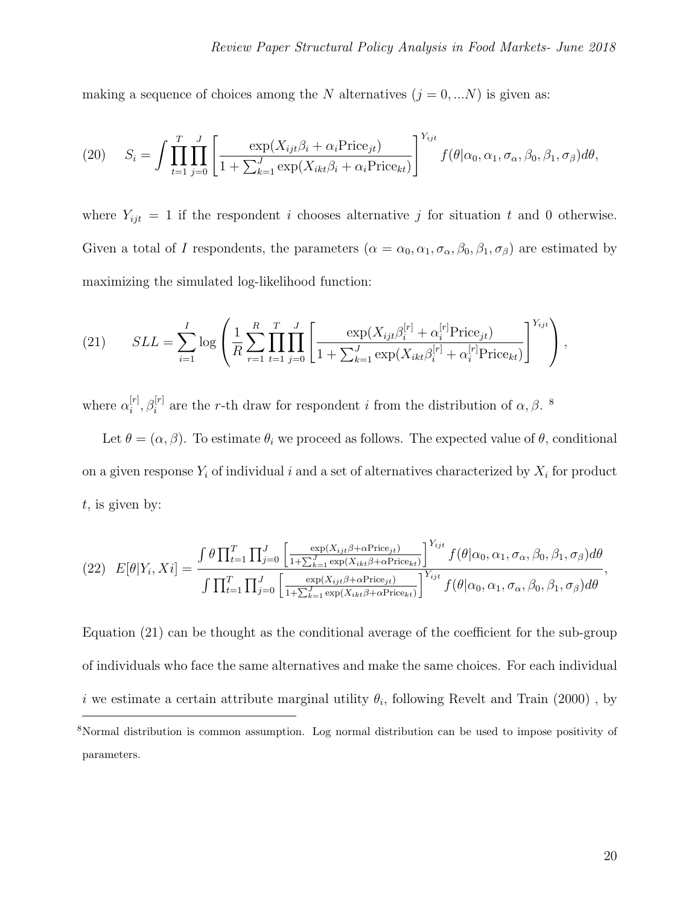making a sequence of choices among the $N$ alternatives ($j = 0, ...N$) is given as:

$$(20) \qquad S_i = \int \prod_{t=1}^{T} \prod_{j=0}^{J} \left[ \frac{\exp(X_{ijt}\beta_i + \alpha_i \text{Price}_{jt})}{1 + \sum_{k=1}^{J} \exp(X_{ikt}\beta_i + \alpha_i \text{Price}_{kt})} \right]^{Y_{ijt}} f(\theta|\alpha_0, \alpha_1, \sigma_\alpha, \beta_0, \beta_1, \sigma_\beta) d\theta,$$

where $Y_{ijt} = 1$ if the respondent $i$ chooses alternative $j$ for situation $t$ and 0 otherwise. Given a total of $I$ respondents, the parameters ($\alpha = \alpha_0, \alpha_1, \sigma_\alpha, \beta_0, \beta_1, \sigma_\beta$) are estimated by maximizing the simulated log-likelihood function:

$$(21) \qquad SLL = \sum_{i=1}^{I} \log \left( \frac{1}{R} \sum_{r=1}^{R} \prod_{t=1}^{T} \prod_{j=0}^{J} \left[ \frac{\exp(X_{ijt}\beta_i^{[r]} + \alpha_i^{[r]} \text{Price}_{jt})}{1 + \sum_{k=1}^{J} \exp(X_{ikt}\beta_i^{[r]} + \alpha_i^{[r]} \text{Price}_{kt})} \right]^{Y_{ijt}} \right),$$

where $\alpha_i^{[r]}, \beta_i^{[r]}$ are the $r$-th draw for respondent $i$ from the distribution of $\alpha, \beta$. [8]

Let $\theta = (\alpha, \beta)$. To estimate $\theta_i$ we proceed as follows. The expected value of $\theta$, conditional on a given response $Y_i$ of individual $i$ and a set of alternatives characterized by $X_i$ for product $t$, is given by:

$$(22) \quad E[\theta|Y_i, Xi] = \frac{\int \theta \prod_{t=1}^{T} \prod_{j=0}^{J} \left[ \frac{\exp(X_{ijt}\beta + \alpha \text{Price}_{jt})}{1 + \sum_{k=1}^{J} \exp(X_{ikt}\beta + \alpha \text{Price}_{kt})} \right]^{Y_{ijt}} f(\theta|\alpha_0, \alpha_1, \sigma_\alpha, \beta_0, \beta_1, \sigma_\beta) d\theta}{\int \prod_{t=1}^{T} \prod_{j=0}^{J} \left[ \frac{\exp(X_{ijt}\beta + \alpha \text{Price}_{jt})}{1 + \sum_{k=1}^{J} \exp(X_{ikt}\beta + \alpha \text{Price}_{kt})} \right]^{Y_{ijt}} f(\theta|\alpha_0, \alpha_1, \sigma_\alpha, \beta_0, \beta_1, \sigma_\beta) d\theta},$$

Equation (21) can be thought as the conditional average of the coefficient for the sub-group of individuals who face the same alternatives and make the same choices. For each individual $i$ we estimate a certain attribute marginal utility $\theta_i$, following Revelt and Train (2000) , by

[8] Normal distribution is common assumption. Log normal distribution can be used to impose positivity of parameters.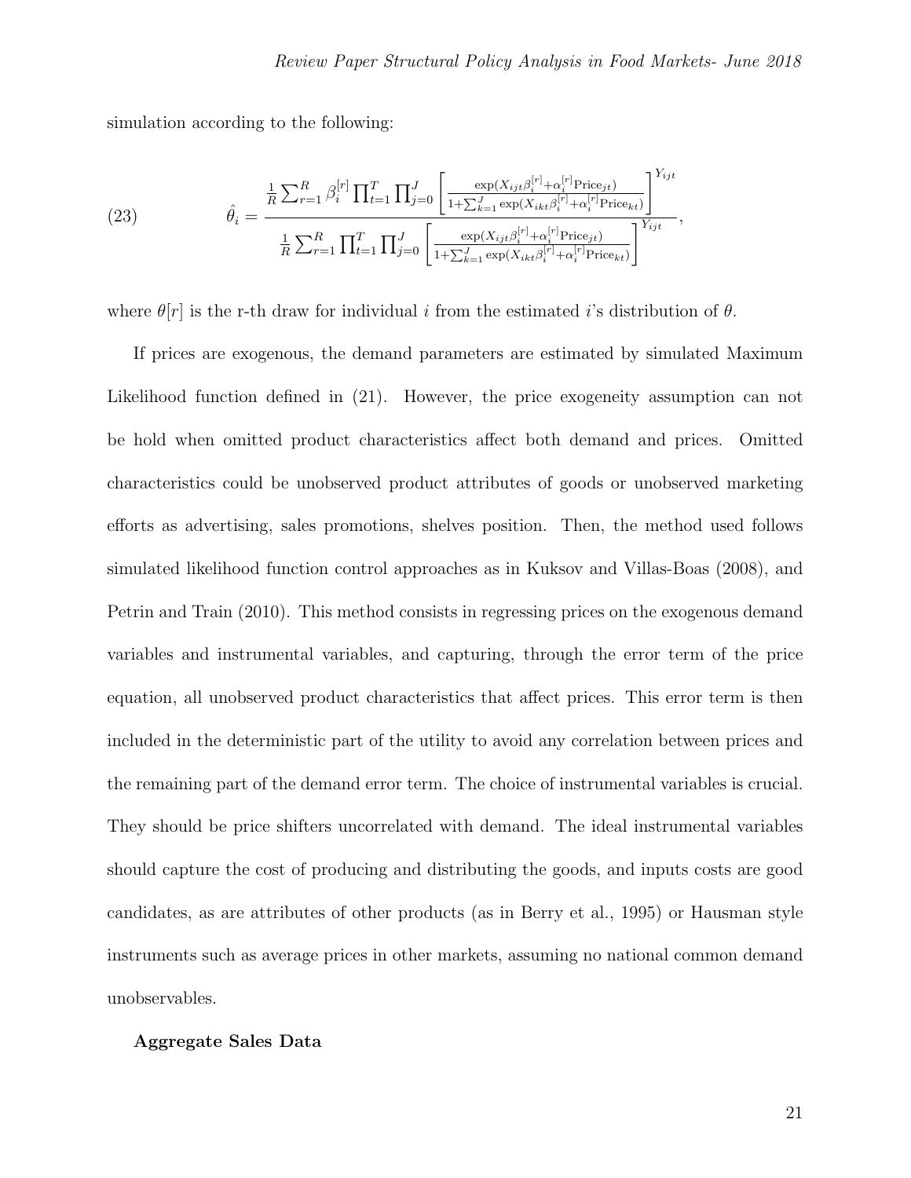simulation according to the following:

$$\hat{\theta}_i = \frac{\frac{1}{R}\sum_{r=1}^{R} \beta_i^{[r]} \prod_{t=1}^{T} \prod_{j=0}^{J} \left[ \frac{\exp(X_{ijt}\beta_i^{[r]} + \alpha_i^{[r]}\text{Price}_{jt})}{1+\sum_{k=1}^{J}\exp(X_{ikt}\beta_i^{[r]} + \alpha_i^{[r]}\text{Price}_{kt})} \right]^{Y_{ijt}}}{\frac{1}{R}\sum_{r=1}^{R} \prod_{t=1}^{T} \prod_{j=0}^{J} \left[ \frac{\exp(X_{ijt}\beta_i^{[r]} + \alpha_i^{[r]}\text{Price}_{jt})}{1+\sum_{k=1}^{J}\exp(X_{ikt}\beta_i^{[r]} + \alpha_i^{[r]}\text{Price}_{kt})} \right]^{Y_{ijt}}}, \tag{23}$$

where $\theta[r]$ is the r-th draw for individual $i$ from the estimated $i$'s distribution of $\theta$.

If prices are exogenous, the demand parameters are estimated by simulated Maximum Likelihood function defined in (21). However, the price exogeneity assumption can not be hold when omitted product characteristics affect both demand and prices. Omitted characteristics could be unobserved product attributes of goods or unobserved marketing efforts as advertising, sales promotions, shelves position. Then, the method used follows simulated likelihood function control approaches as in Kuksov and Villas-Boas (2008), and Petrin and Train (2010). This method consists in regressing prices on the exogenous demand variables and instrumental variables, and capturing, through the error term of the price equation, all unobserved product characteristics that affect prices. This error term is then included in the deterministic part of the utility to avoid any correlation between prices and the remaining part of the demand error term. The choice of instrumental variables is crucial. They should be price shifters uncorrelated with demand. The ideal instrumental variables should capture the cost of producing and distributing the goods, and inputs costs are good candidates, as are attributes of other products (as in Berry et al., 1995) or Hausman style instruments such as average prices in other markets, assuming no national common demand unobservables.

**Aggregate Sales Data**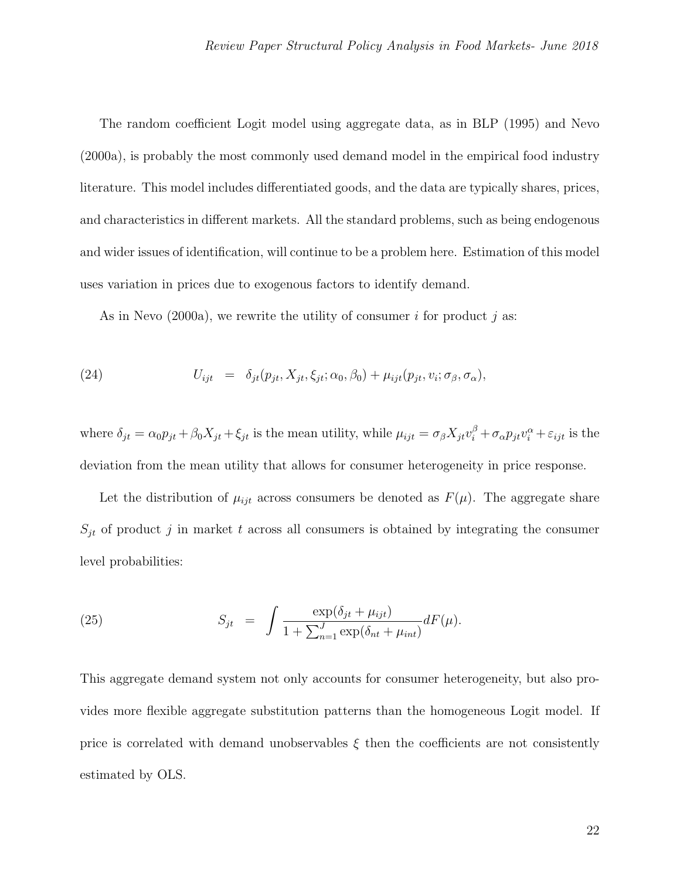The random coefficient Logit model using aggregate data, as in BLP (1995) and Nevo (2000a), is probably the most commonly used demand model in the empirical food industry literature. This model includes differentiated goods, and the data are typically shares, prices, and characteristics in different markets. All the standard problems, such as being endogenous and wider issues of identification, will continue to be a problem here. Estimation of this model uses variation in prices due to exogenous factors to identify demand.

As in Nevo (2000a), we rewrite the utility of consumer $i$ for product $j$ as:

$$U_{ijt} = \delta_{jt}(p_{jt}, X_{jt}, \xi_{jt}; \alpha_0, \beta_0) + \mu_{ijt}(p_{jt}, v_i; \sigma_\beta, \sigma_\alpha), \tag{24}$$

where $\delta_{jt} = \alpha_0 p_{jt} + \beta_0 X_{jt} + \xi_{jt}$ is the mean utility, while $\mu_{ijt} = \sigma_\beta X_{jt} v_i^\beta + \sigma_\alpha p_{jt} v_i^\alpha + \varepsilon_{ijt}$ is the deviation from the mean utility that allows for consumer heterogeneity in price response.

Let the distribution of $\mu_{ijt}$ across consumers be denoted as $F(\mu)$. The aggregate share $S_{jt}$ of product $j$ in market $t$ across all consumers is obtained by integrating the consumer level probabilities:

$$S_{jt} = \int \frac{\exp(\delta_{jt} + \mu_{ijt})}{1 + \sum_{n=1}^{J} \exp(\delta_{nt} + \mu_{int})} dF(\mu). \tag{25}$$

This aggregate demand system not only accounts for consumer heterogeneity, but also provides more flexible aggregate substitution patterns than the homogeneous Logit model. If price is correlated with demand unobservables $\xi$ then the coefficients are not consistently estimated by OLS.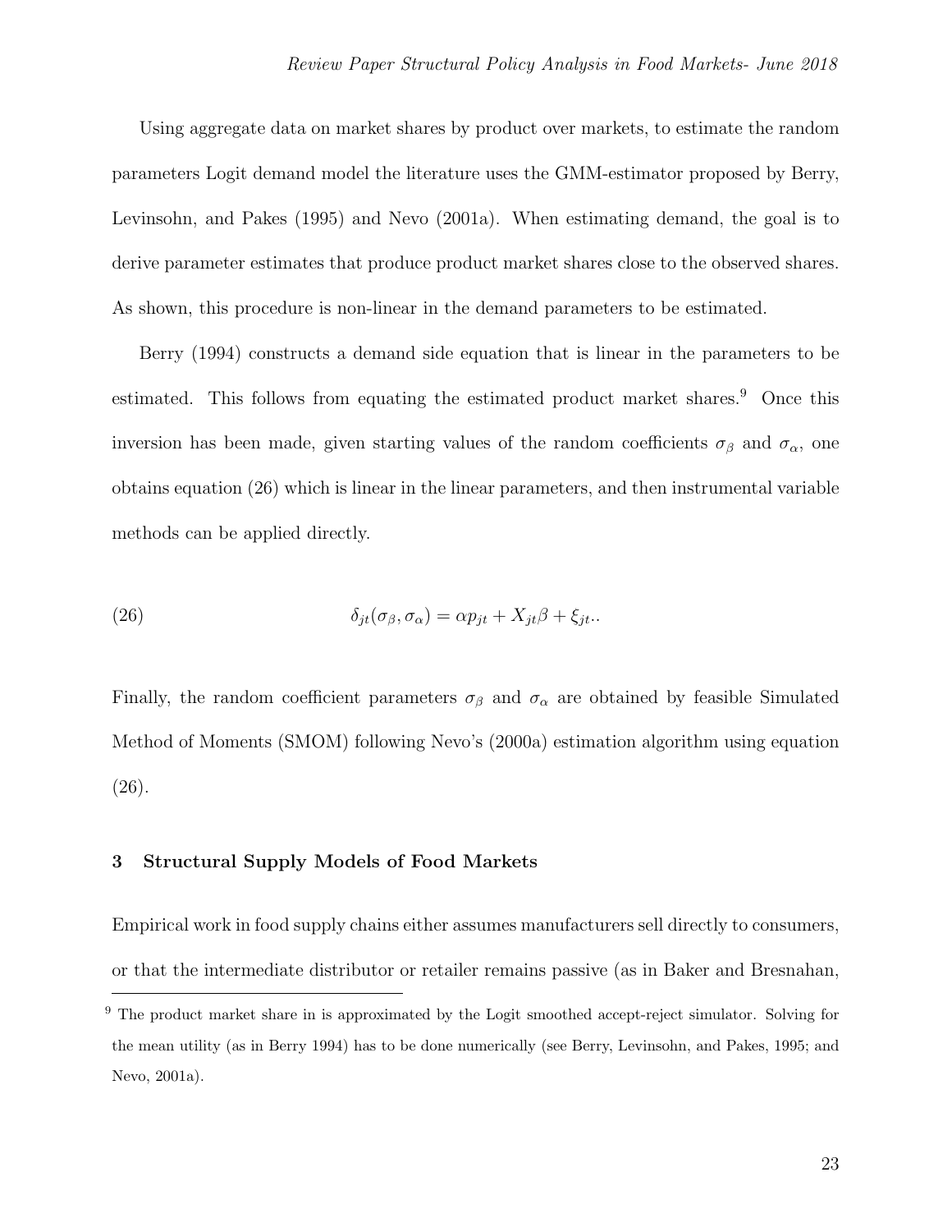Using aggregate data on market shares by product over markets, to estimate the random parameters Logit demand model the literature uses the GMM-estimator proposed by Berry, Levinsohn, and Pakes (1995) and Nevo (2001a). When estimating demand, the goal is to derive parameter estimates that produce product market shares close to the observed shares. As shown, this procedure is non-linear in the demand parameters to be estimated.

Berry (1994) constructs a demand side equation that is linear in the parameters to be estimated. This follows from equating the estimated product market shares.[9] Once this inversion has been made, given starting values of the random coefficients $\sigma_\beta$ and $\sigma_\alpha$, one obtains equation (26) which is linear in the linear parameters, and then instrumental variable methods can be applied directly.

$$\delta_{jt}(\sigma_\beta, \sigma_\alpha) = \alpha p_{jt} + X_{jt}\beta + \xi_{jt}.. \tag{26}$$

Finally, the random coefficient parameters $\sigma_\beta$ and $\sigma_\alpha$ are obtained by feasible Simulated Method of Moments (SMOM) following Nevo's (2000a) estimation algorithm using equation (26).

## 3 Structural Supply Models of Food Markets

Empirical work in food supply chains either assumes manufacturers sell directly to consumers, or that the intermediate distributor or retailer remains passive (as in Baker and Bresnahan,

[9] The product market share in is approximated by the Logit smoothed accept-reject simulator. Solving for the mean utility (as in Berry 1994) has to be done numerically (see Berry, Levinsohn, and Pakes, 1995; and Nevo, 2001a).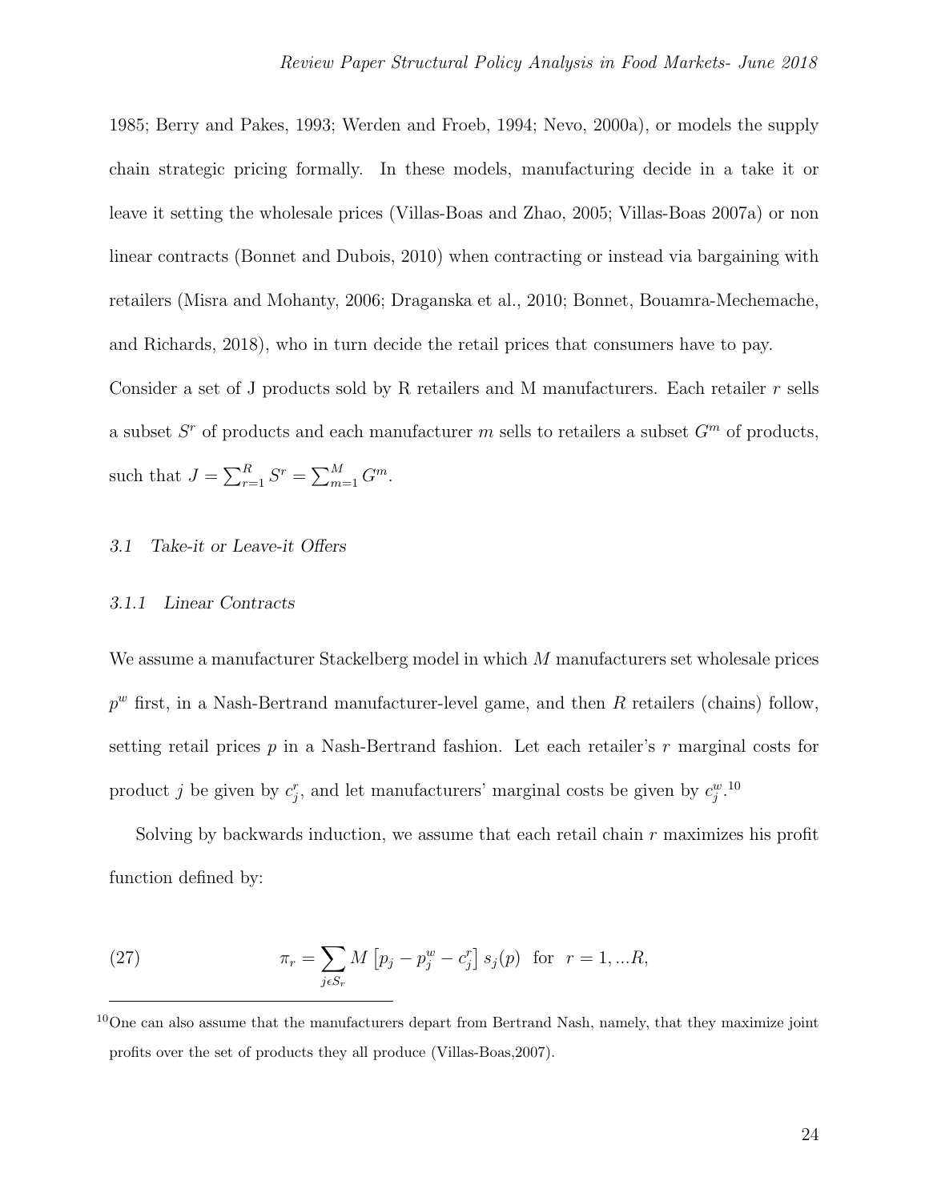1985; Berry and Pakes, 1993; Werden and Froeb, 1994; Nevo, 2000a), or models the supply chain strategic pricing formally. In these models, manufacturing decide in a take it or leave it setting the wholesale prices (Villas-Boas and Zhao, 2005; Villas-Boas 2007a) or non linear contracts (Bonnet and Dubois, 2010) when contracting or instead via bargaining with retailers (Misra and Mohanty, 2006; Draganska et al., 2010; Bonnet, Bouamra-Mechemache, and Richards, 2018), who in turn decide the retail prices that consumers have to pay.

Consider a set of J products sold by R retailers and M manufacturers. Each retailer $r$ sells a subset $S^r$ of products and each manufacturer $m$ sells to retailers a subset $G^m$ of products, such that $J = \sum_{r=1}^{R} S^r = \sum_{m=1}^{M} G^m$.

### 3.1 *Take-it or Leave-it Offers*

#### 3.1.1 *Linear Contracts*

We assume a manufacturer Stackelberg model in which $M$ manufacturers set wholesale prices $p^w$ first, in a Nash-Bertrand manufacturer-level game, and then $R$ retailers (chains) follow, setting retail prices $p$ in a Nash-Bertrand fashion. Let each retailer's $r$ marginal costs for product $j$ be given by $c_j^r$, and let manufacturers' marginal costs be given by $c_j^w$.[10]

Solving by backwards induction, we assume that each retail chain $r$ maximizes his profit function defined by:

$$\pi_r = \sum_{j \epsilon S_r} M \left[ p_j - p_j^w - c_j^r \right] s_j(p) \quad \text{for} \quad r = 1, ...R, \tag{27}$$

[10] One can also assume that the manufacturers depart from Bertrand Nash, namely, that they maximize joint profits over the set of products they all produce (Villas-Boas,2007).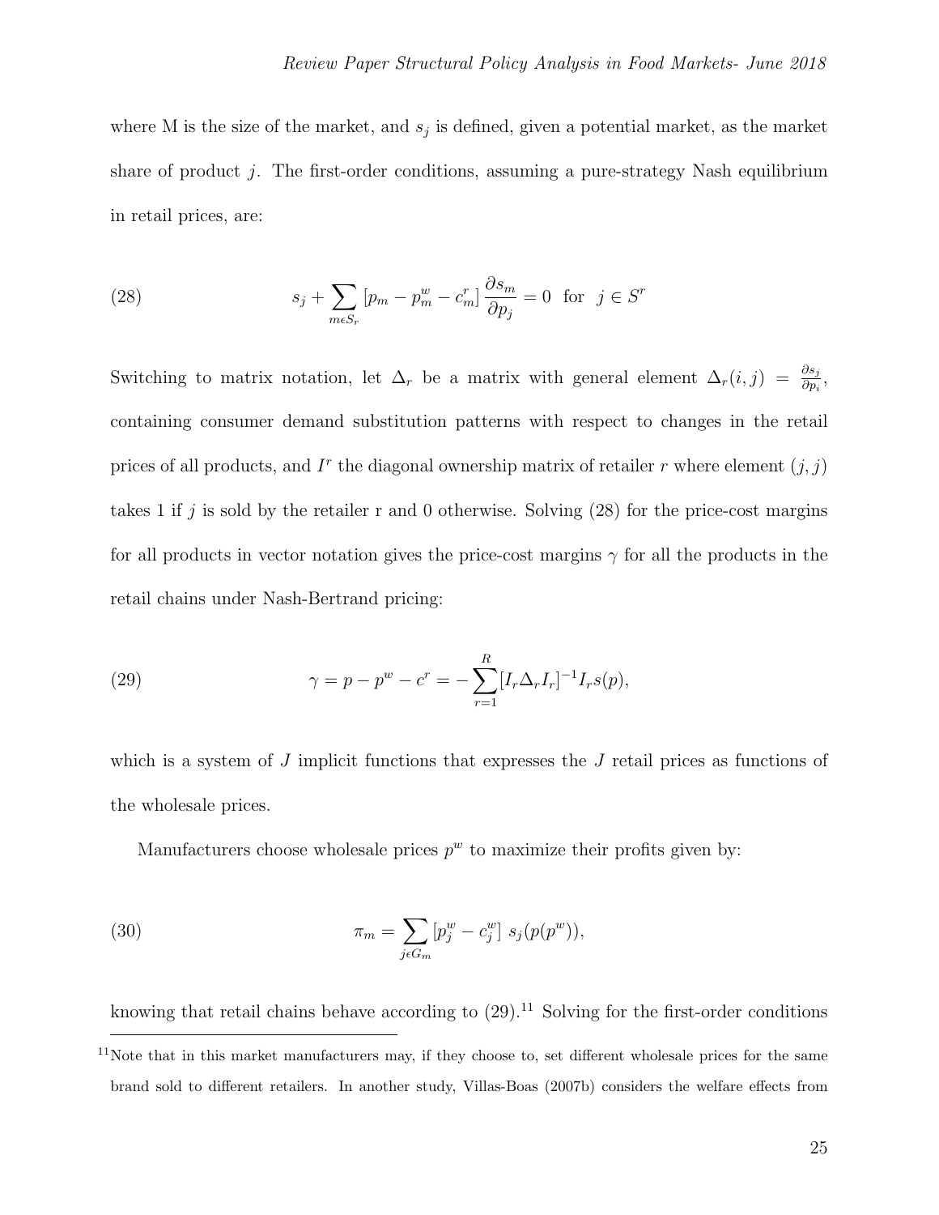where M is the size of the market, and $s_j$ is defined, given a potential market, as the market share of product $j$. The first-order conditions, assuming a pure-strategy Nash equilibrium in retail prices, are:

$$s_j + \sum_{m \epsilon S_r} [p_m - p_m^w - c_m^r] \frac{\partial s_m}{\partial p_j} = 0 \text{ for } j \in S^r \tag{28}$$

Switching to matrix notation, let $\Delta_r$ be a matrix with general element $\Delta_r(i,j) = \frac{\partial s_j}{\partial p_i}$, containing consumer demand substitution patterns with respect to changes in the retail prices of all products, and $I^r$ the diagonal ownership matrix of retailer $r$ where element $(j,j)$ takes 1 if $j$ is sold by the retailer r and 0 otherwise. Solving (28) for the price-cost margins for all products in vector notation gives the price-cost margins $\gamma$ for all the products in the retail chains under Nash-Bertrand pricing:

$$\gamma = p - p^w - c^r = -\sum_{r=1}^{R} [I_r \Delta_r I_r]^{-1} I_r s(p), \tag{29}$$

which is a system of $J$ implicit functions that expresses the $J$ retail prices as functions of the wholesale prices.

Manufacturers choose wholesale prices $p^w$ to maximize their profits given by:

$$\pi_m = \sum_{j \epsilon G_m} [p_j^w - c_j^w] \; s_j(p(p^w)), \tag{30}$$

knowing that retail chains behave according to (29).[11] Solving for the first-order conditions

[11] Note that in this market manufacturers may, if they choose to, set different wholesale prices for the same brand sold to different retailers. In another study, Villas-Boas (2007b) considers the welfare effects from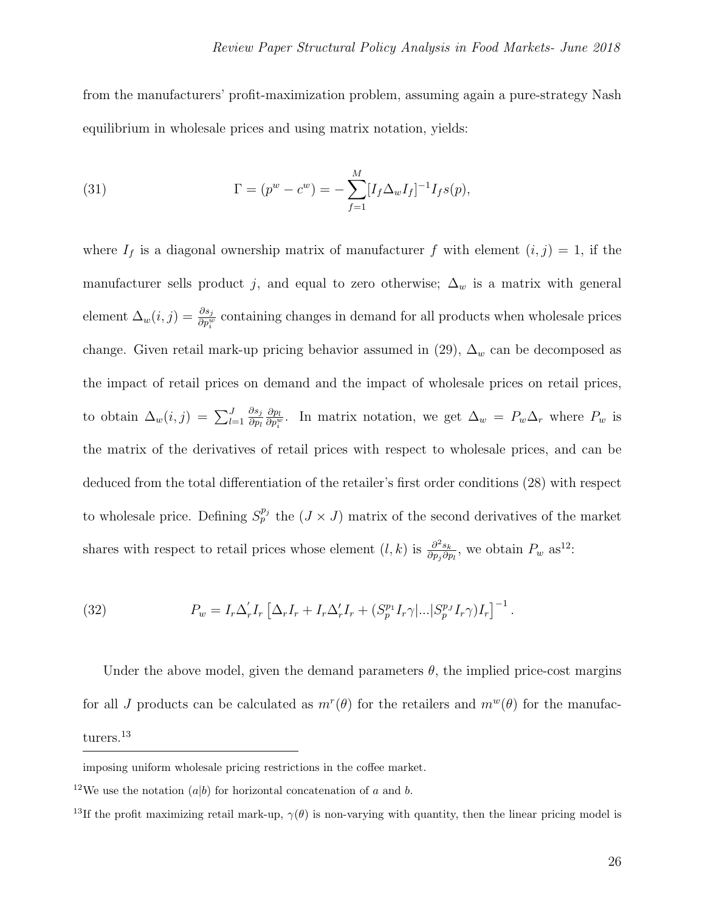from the manufacturers' profit-maximization problem, assuming again a pure-strategy Nash equilibrium in wholesale prices and using matrix notation, yields:

$$\Gamma = (p^w - c^w) = -\sum_{f=1}^{M} [I_f \Delta_w I_f]^{-1} I_f s(p), \tag{31}$$

where $I_f$ is a diagonal ownership matrix of manufacturer $f$ with element $(i,j) = 1$, if the manufacturer sells product $j$, and equal to zero otherwise; $\Delta_w$ is a matrix with general element $\Delta_w(i,j) = \frac{\partial s_j}{\partial p_i^w}$ containing changes in demand for all products when wholesale prices change. Given retail mark-up pricing behavior assumed in (29), $\Delta_w$ can be decomposed as the impact of retail prices on demand and the impact of wholesale prices on retail prices, to obtain $\Delta_w(i,j) = \sum_{l=1}^{J} \frac{\partial s_j}{\partial p_l} \frac{\partial p_l}{\partial p_i^w}$. In matrix notation, we get $\Delta_w = P_w \Delta_r$ where $P_w$ is the matrix of the derivatives of retail prices with respect to wholesale prices, and can be deduced from the total differentiation of the retailer's first order conditions (28) with respect to wholesale price. Defining $S_p^{p_j}$ the $(J \times J)$ matrix of the second derivatives of the market shares with respect to retail prices whose element $(l,k)$ is $\frac{\partial^2 s_k}{\partial p_j \partial p_l}$, we obtain $P_w$ as[12]:

$$P_w = I_r \Delta_r^{'} I_r \left[ \Delta_r I_r + I_r \Delta_r^{'} I_r + (S_p^{p_1} I_r \gamma | ... | S_p^{p_J} I_r \gamma) I_r \right]^{-1}. \tag{32}$$

Under the above model, given the demand parameters $\theta$, the implied price-cost margins for all $J$ products can be calculated as $m^r(\theta)$ for the retailers and $m^w(\theta)$ for the manufacturers.[13]

---

imposing uniform wholesale pricing restrictions in the coffee market.

[12] We use the notation $(a|b)$ for horizontal concatenation of $a$ and $b$.

[13] If the profit maximizing retail mark-up, $\gamma(\theta)$ is non-varying with quantity, then the linear pricing model is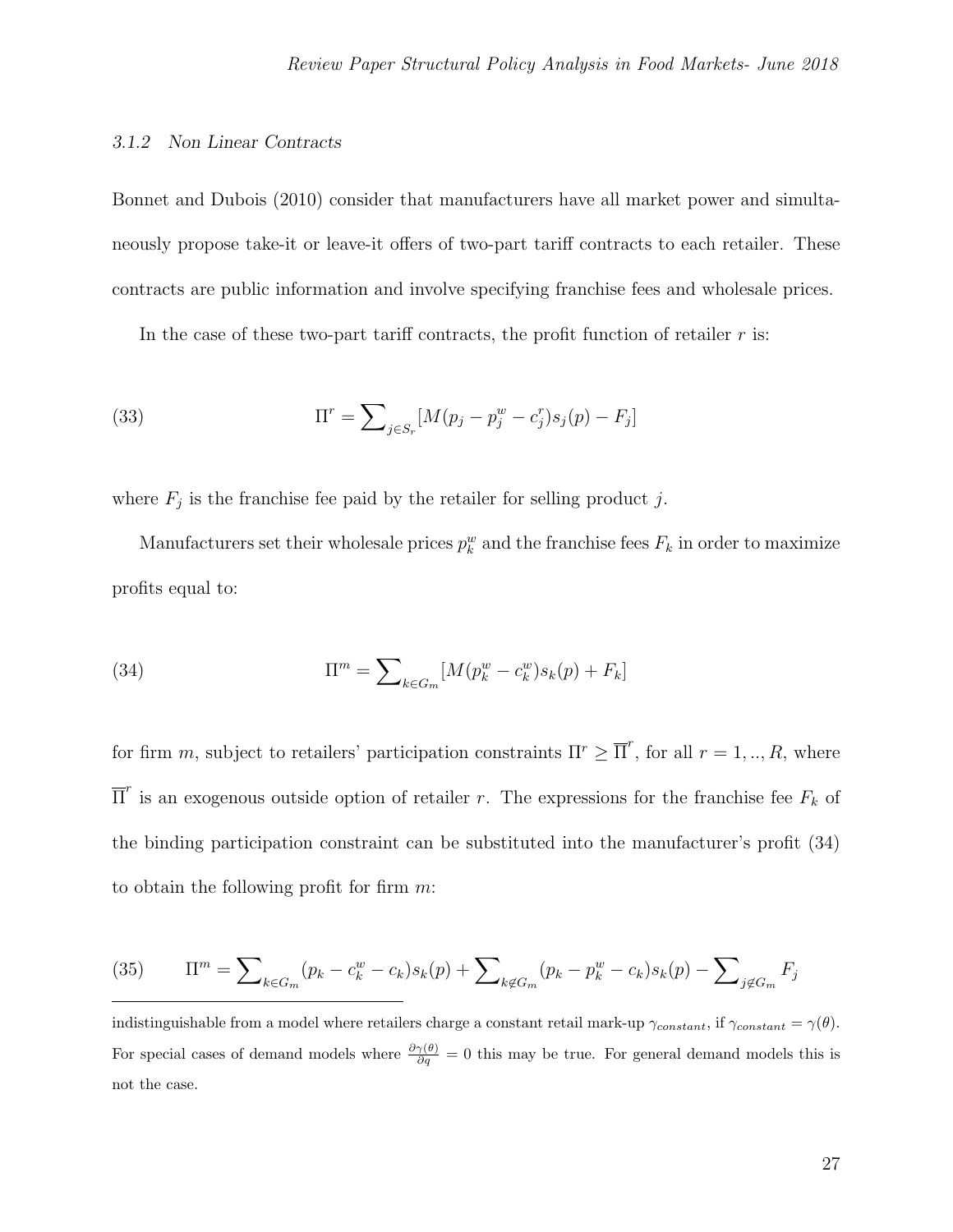#### 3.1.2 Non Linear Contracts

Bonnet and Dubois (2010) consider that manufacturers have all market power and simultaneously propose take-it or leave-it offers of two-part tariff contracts to each retailer. These contracts are public information and involve specifying franchise fees and wholesale prices.

In the case of these two-part tariff contracts, the profit function of retailer $r$ is:

$$\Pi^r = \sum\nolimits_{j \in S_r} [M(p_j - p_j^w - c_j^r)s_j(p) - F_j] \tag{33}$$

where $F_j$ is the franchise fee paid by the retailer for selling product $j$.

Manufacturers set their wholesale prices $p_k^w$ and the franchise fees $F_k$ in order to maximize profits equal to:

$$\Pi^m = \sum\nolimits_{k \in G_m} [M(p_k^w - c_k^w)s_k(p) + F_k] \tag{34}$$

for firm $m$, subject to retailers' participation constraints $\Pi^r \geq \overline{\Pi}^r$, for all $r = 1, .., R$, where $\overline{\Pi}^r$ is an exogenous outside option of retailer $r$. The expressions for the franchise fee $F_k$ of the binding participation constraint can be substituted into the manufacturer's profit (34) to obtain the following profit for firm $m$:

$$\Pi^m = \sum\nolimits_{k \in G_m} (p_k - c_k^w - c_k)s_k(p) + \sum\nolimits_{k \notin G_m} (p_k - p_k^w - c_k)s_k(p) - \sum\nolimits_{j \notin G_m} F_j \tag{35}$$

---

indistinguishable from a model where retailers charge a constant retail mark-up $\gamma_{constant}$, if $\gamma_{constant} = \gamma(\theta)$. For special cases of demand models where $\frac{\partial \gamma(\theta)}{\partial q} = 0$ this may be true. For general demand models this is not the case.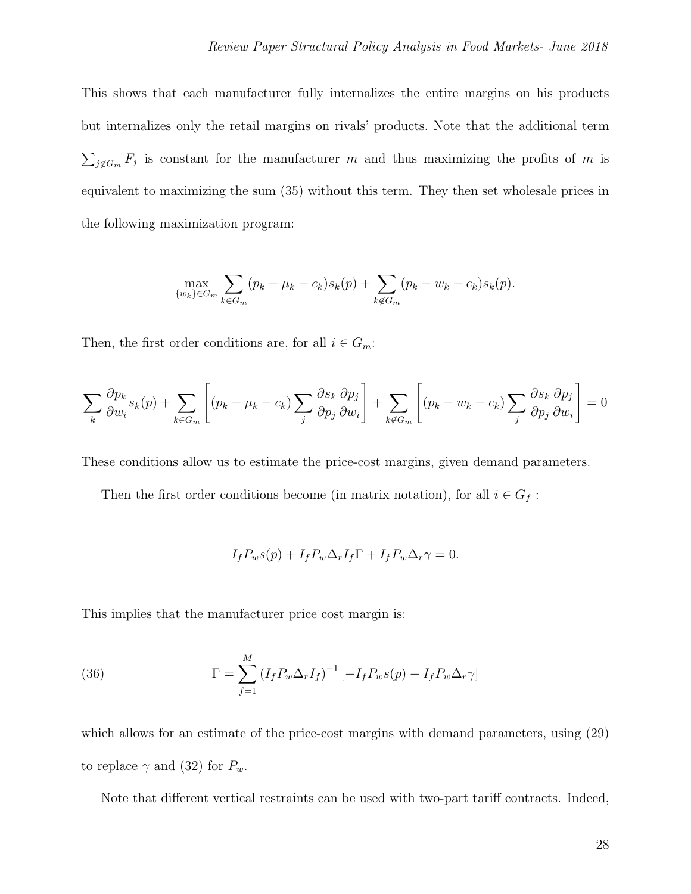This shows that each manufacturer fully internalizes the entire margins on his products but internalizes only the retail margins on rivals' products. Note that the additional term $\sum_{j \notin G_m} F_j$ is constant for the manufacturer $m$ and thus maximizing the profits of $m$ is equivalent to maximizing the sum (35) without this term. They then set wholesale prices in the following maximization program:

$$\max_{\{w_k\} \in G_m} \sum_{k \in G_m} (p_k - \mu_k - c_k) s_k(p) + \sum_{k \notin G_m} (p_k - w_k - c_k) s_k(p).$$

Then, the first order conditions are, for all $i \in G_m$:

$$\sum_k \frac{\partial p_k}{\partial w_i} s_k(p) + \sum_{k \in G_m} \left[ (p_k - \mu_k - c_k) \sum_j \frac{\partial s_k}{\partial p_j} \frac{\partial p_j}{\partial w_i} \right] + \sum_{k \notin G_m} \left[ (p_k - w_k - c_k) \sum_j \frac{\partial s_k}{\partial p_j} \frac{\partial p_j}{\partial w_i} \right] = 0$$

These conditions allow us to estimate the price-cost margins, given demand parameters.

Then the first order conditions become (in matrix notation), for all $i \in G_f$ :

$$I_f P_w s(p) + I_f P_w \Delta_r I_f \Gamma + I_f P_w \Delta_r \gamma = 0.$$

This implies that the manufacturer price cost margin is:

$$\Gamma = \sum_{f=1}^{M} \left( I_f P_w \Delta_r I_f \right)^{-1} \left[ -I_f P_w s(p) - I_f P_w \Delta_r \gamma \right] \tag{36}$$

which allows for an estimate of the price-cost margins with demand parameters, using (29) to replace $\gamma$ and (32) for $P_w$.

Note that different vertical restraints can be used with two-part tariff contracts. Indeed,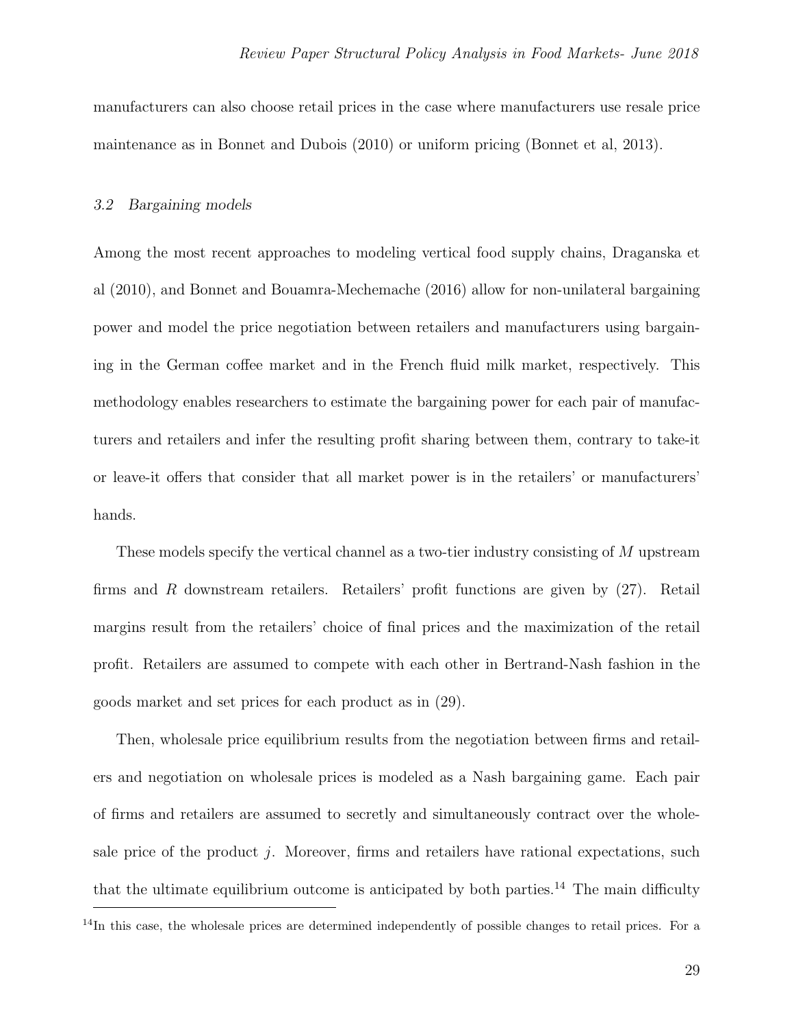manufacturers can also choose retail prices in the case where manufacturers use resale price maintenance as in Bonnet and Dubois (2010) or uniform pricing (Bonnet et al, 2013).

### *3.2 Bargaining models*

Among the most recent approaches to modeling vertical food supply chains, Draganska et al (2010), and Bonnet and Bouamra-Mechemache (2016) allow for non-unilateral bargaining power and model the price negotiation between retailers and manufacturers using bargaining in the German coffee market and in the French fluid milk market, respectively. This methodology enables researchers to estimate the bargaining power for each pair of manufacturers and retailers and infer the resulting profit sharing between them, contrary to take-it or leave-it offers that consider that all market power is in the retailers' or manufacturers' hands.

These models specify the vertical channel as a two-tier industry consisting of $M$ upstream firms and $R$ downstream retailers. Retailers' profit functions are given by (27). Retail margins result from the retailers' choice of final prices and the maximization of the retail profit. Retailers are assumed to compete with each other in Bertrand-Nash fashion in the goods market and set prices for each product as in (29).

Then, wholesale price equilibrium results from the negotiation between firms and retailers and negotiation on wholesale prices is modeled as a Nash bargaining game. Each pair of firms and retailers are assumed to secretly and simultaneously contract over the wholesale price of the product $j$. Moreover, firms and retailers have rational expectations, such that the ultimate equilibrium outcome is anticipated by both parties.[14] The main difficulty

[14] In this case, the wholesale prices are determined independently of possible changes to retail prices. For a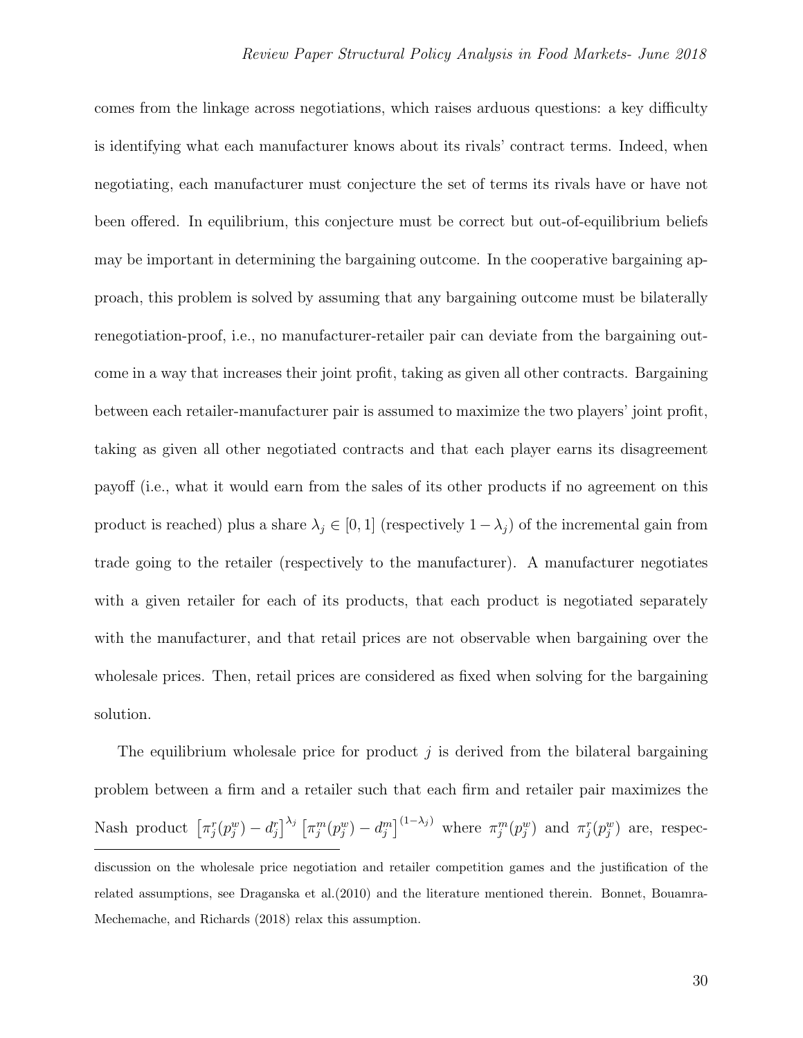comes from the linkage across negotiations, which raises arduous questions: a key difficulty is identifying what each manufacturer knows about its rivals' contract terms. Indeed, when negotiating, each manufacturer must conjecture the set of terms its rivals have or have not been offered. In equilibrium, this conjecture must be correct but out-of-equilibrium beliefs may be important in determining the bargaining outcome. In the cooperative bargaining approach, this problem is solved by assuming that any bargaining outcome must be bilaterally renegotiation-proof, i.e., no manufacturer-retailer pair can deviate from the bargaining outcome in a way that increases their joint profit, taking as given all other contracts. Bargaining between each retailer-manufacturer pair is assumed to maximize the two players' joint profit, taking as given all other negotiated contracts and that each player earns its disagreement payoff (i.e., what it would earn from the sales of its other products if no agreement on this product is reached) plus a share $\lambda_j \in [0, 1]$ (respectively $1 - \lambda_j$) of the incremental gain from trade going to the retailer (respectively to the manufacturer). A manufacturer negotiates with a given retailer for each of its products, that each product is negotiated separately with the manufacturer, and that retail prices are not observable when bargaining over the wholesale prices. Then, retail prices are considered as fixed when solving for the bargaining solution.

The equilibrium wholesale price for product $j$ is derived from the bilateral bargaining problem between a firm and a retailer such that each firm and retailer pair maximizes the Nash product $\left[\pi_j^r(p_j^w) - d_j^r\right]^{\lambda_j} \left[\pi_j^m(p_j^w) - d_j^m\right]^{(1-\lambda_j)}$ where $\pi_j^m(p_j^w)$ and $\pi_j^r(p_j^w)$ are, respec-

discussion on the wholesale price negotiation and retailer competition games and the justification of the related assumptions, see Draganska et al.(2010) and the literature mentioned therein. Bonnet, Bouamra-Mechemache, and Richards (2018) relax this assumption.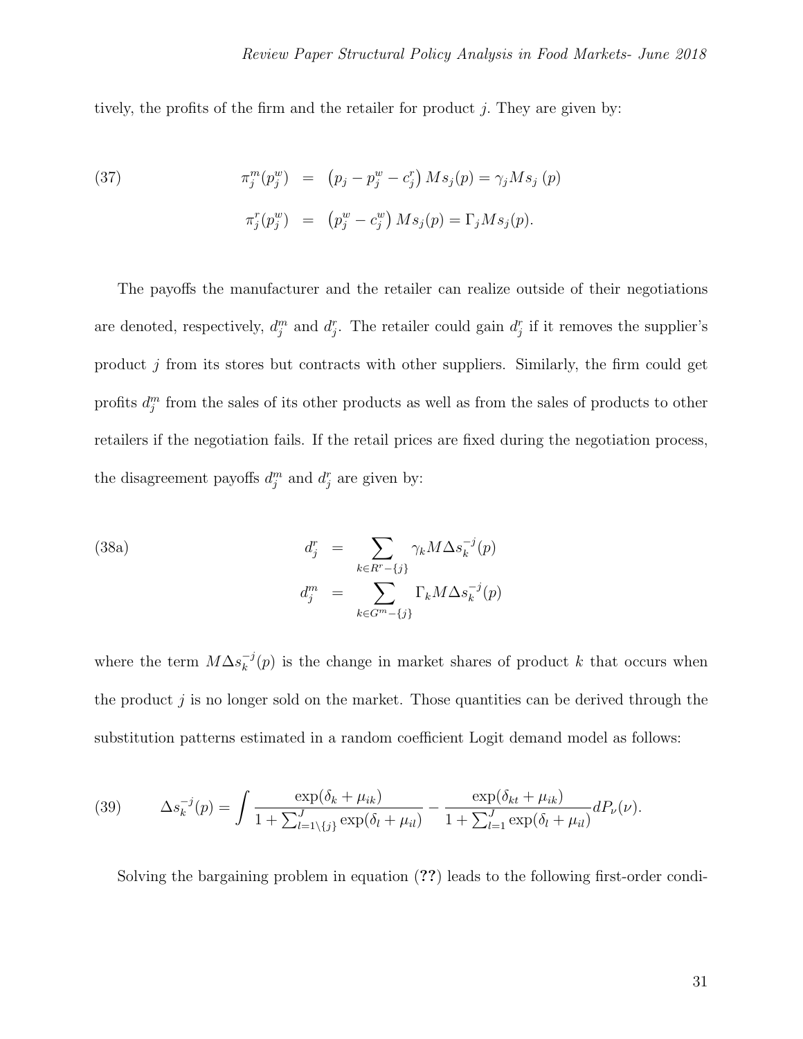tively, the profits of the firm and the retailer for product $j$. They are given by:

$$
\begin{aligned}
\pi_j^m(p_j^w) &= \left(p_j - p_j^w - c_j^r\right) M s_j(p) = \gamma_j M s_j\,(p) \\
\pi_j^r(p_j^w) &= \left(p_j^w - c_j^w\right) M s_j(p) = \Gamma_j M s_j(p).
\end{aligned}
\tag{37}
$$

The payoffs the manufacturer and the retailer can realize outside of their negotiations are denoted, respectively, $d_j^m$ and $d_j^r$. The retailer could gain $d_j^r$ if it removes the supplier's product $j$ from its stores but contracts with other suppliers. Similarly, the firm could get profits $d_j^m$ from the sales of its other products as well as from the sales of products to other retailers if the negotiation fails. If the retail prices are fixed during the negotiation process, the disagreement payoffs $d_j^m$ and $d_j^r$ are given by:

$$
\begin{aligned}
d_j^r &= \sum_{k \in R^r - \{j\}} \gamma_k M \Delta s_k^{-j}(p) \\
d_j^m &= \sum_{k \in G^m - \{j\}} \Gamma_k M \Delta s_k^{-j}(p)
\end{aligned}
\tag{38a}
$$

where the term $M\Delta s_k^{-j}(p)$ is the change in market shares of product $k$ that occurs when the product $j$ is no longer sold on the market. Those quantities can be derived through the substitution patterns estimated in a random coefficient Logit demand model as follows:

$$
\Delta s_k^{-j}(p) = \int \frac{\exp(\delta_k + \mu_{ik})}{1 + \sum_{l=1\backslash\{j\}}^{J} \exp(\delta_l + \mu_{il})} - \frac{\exp(\delta_{kt} + \mu_{ik})}{1 + \sum_{l=1}^{J} \exp(\delta_l + \mu_{il})} dP_\nu(\nu). \tag{39}
$$

Solving the bargaining problem in equation (**??**) leads to the following first-order condi-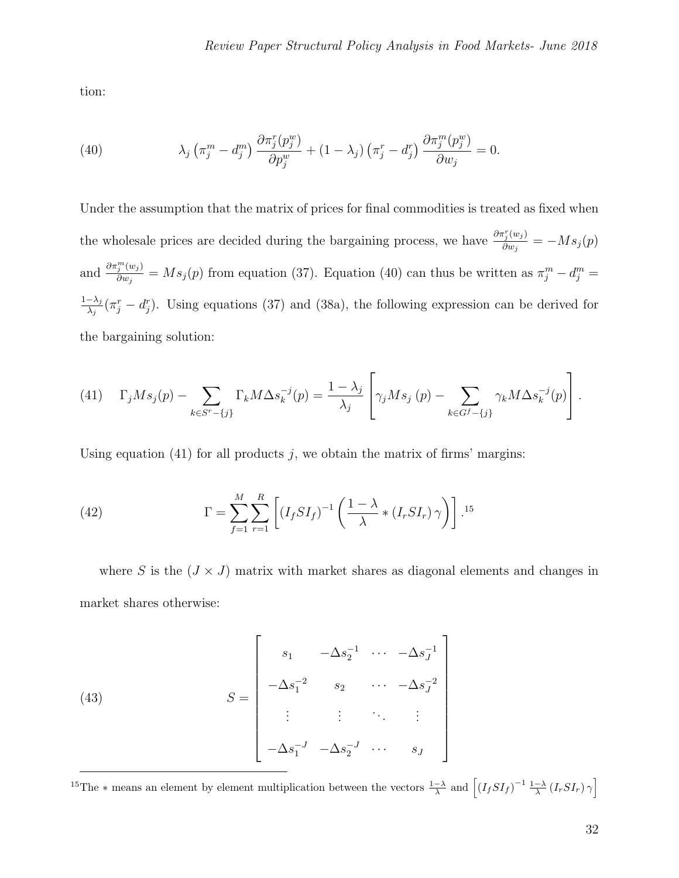tion:

$$\lambda_j \left(\pi_j^m - d_j^m\right) \frac{\partial \pi_j^r(p_j^w)}{\partial p_j^w} + (1-\lambda_j)\left(\pi_j^r - d_j^r\right) \frac{\partial \pi_j^m(p_j^w)}{\partial w_j} = 0. \tag{40}$$

Under the assumption that the matrix of prices for final commodities is treated as fixed when the wholesale prices are decided during the bargaining process, we have $\frac{\partial \pi_j^r(w_j)}{\partial w_j} = -Ms_j(p)$ and $\frac{\partial \pi_j^m(w_j)}{\partial w_j} = Ms_j(p)$ from equation (37). Equation (40) can thus be written as $\pi_j^m - d_j^m = \frac{1-\lambda_j}{\lambda_j}(\pi_j^r - d_j^r)$. Using equations (37) and (38a), the following expression can be derived for the bargaining solution:

$$\Gamma_j M s_j(p) - \sum_{k \in S^r - \{j\}} \Gamma_k M \Delta s_k^{-j}(p) = \frac{1-\lambda_j}{\lambda_j}\left[\gamma_j M s_j\left(p\right) - \sum_{k \in G^f - \{j\}} \gamma_k M \Delta s_k^{-j}(p)\right]. \tag{41}$$

Using equation (41) for all products $j$, we obtain the matrix of firms' margins:

$$\Gamma = \sum_{f=1}^{M} \sum_{r=1}^{R} \left[\left(I_f S I_f\right)^{-1} \left(\frac{1-\lambda}{\lambda} * \left(I_r S I_r\right)\gamma\right)\right]. \tag{42}$$[15]

where $S$ is the $(J \times J)$ matrix with market shares as diagonal elements and changes in market shares otherwise:

$$S = \begin{bmatrix} s_1 & -\Delta s_2^{-1} & \cdots & -\Delta s_J^{-1} \\ -\Delta s_1^{-2} & s_2 & \cdots & -\Delta s_J^{-2} \\ \vdots & \vdots & \ddots & \vdots \\ -\Delta s_1^{-J} & -\Delta s_2^{-J} & \cdots & s_J \end{bmatrix} \tag{43}$$

[15] The $*$ means an element by element multiplication between the vectors $\frac{1-\lambda}{\lambda}$ and $\left[\left(I_f S I_f\right)^{-1} \frac{1-\lambda}{\lambda}\left(I_r S I_r\right)\gamma\right]$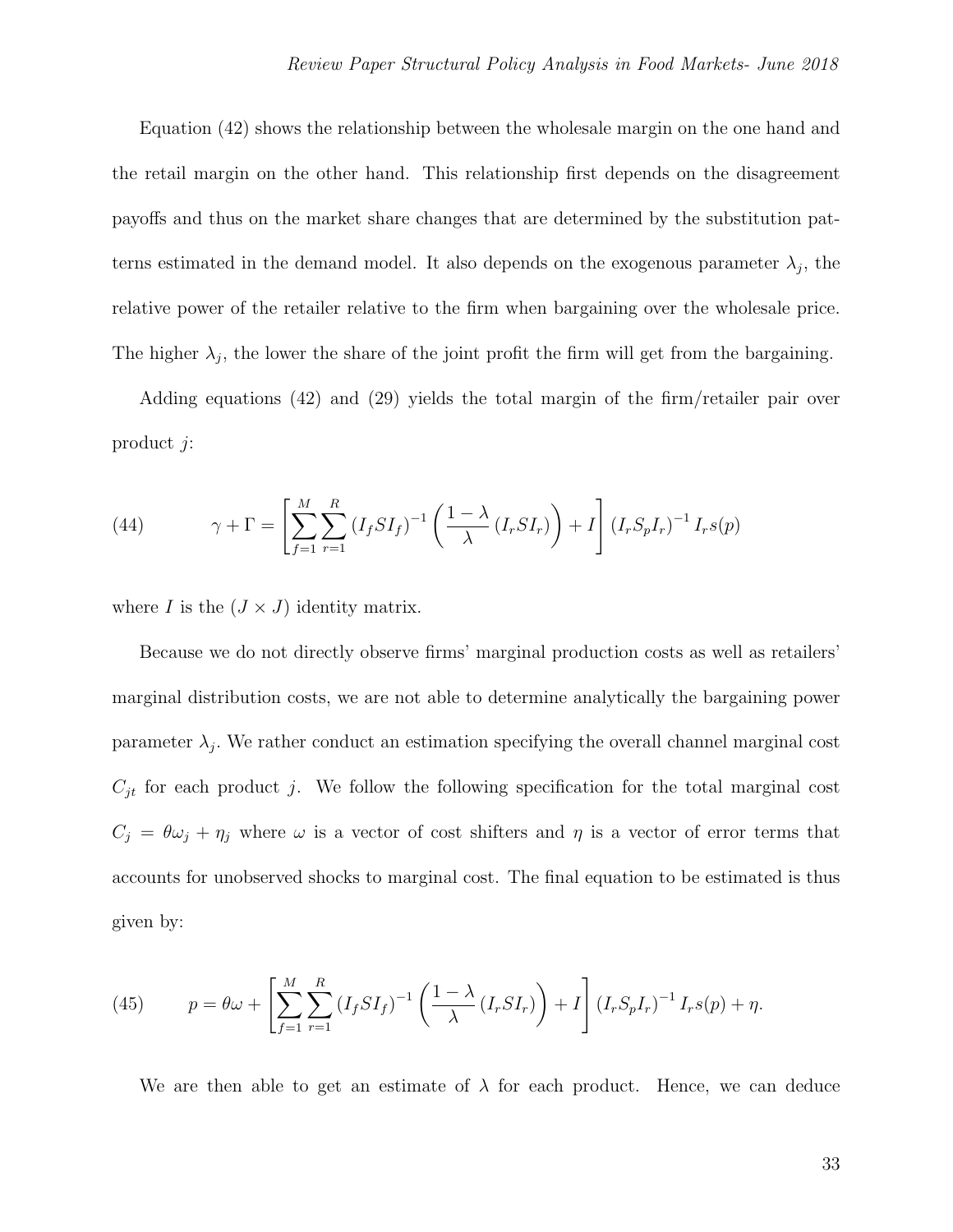Equation (42) shows the relationship between the wholesale margin on the one hand and the retail margin on the other hand. This relationship first depends on the disagreement payoffs and thus on the market share changes that are determined by the substitution patterns estimated in the demand model. It also depends on the exogenous parameter $\lambda_j$, the relative power of the retailer relative to the firm when bargaining over the wholesale price. The higher $\lambda_j$, the lower the share of the joint profit the firm will get from the bargaining.

Adding equations (42) and (29) yields the total margin of the firm/retailer pair over product $j$:

$$\gamma + \Gamma = \left[ \sum_{f=1}^{M} \sum_{r=1}^{R} \left( I_f S I_f \right)^{-1} \left( \frac{1-\lambda}{\lambda} \left( I_r S I_r \right) \right) + I \right] \left( I_r S_p I_r \right)^{-1} I_r s(p) \tag{44}$$

where $I$ is the $(J \times J)$ identity matrix.

Because we do not directly observe firms' marginal production costs as well as retailers' marginal distribution costs, we are not able to determine analytically the bargaining power parameter $\lambda_j$. We rather conduct an estimation specifying the overall channel marginal cost $C_{jt}$ for each product $j$. We follow the following specification for the total marginal cost $C_j = \theta\omega_j + \eta_j$ where $\omega$ is a vector of cost shifters and $\eta$ is a vector of error terms that accounts for unobserved shocks to marginal cost. The final equation to be estimated is thus given by:

$$p = \theta\omega + \left[ \sum_{f=1}^{M} \sum_{r=1}^{R} \left( I_f S I_f \right)^{-1} \left( \frac{1-\lambda}{\lambda} \left( I_r S I_r \right) \right) + I \right] \left( I_r S_p I_r \right)^{-1} I_r s(p) + \eta. \tag{45}$$

We are then able to get an estimate of $\lambda$ for each product. Hence, we can deduce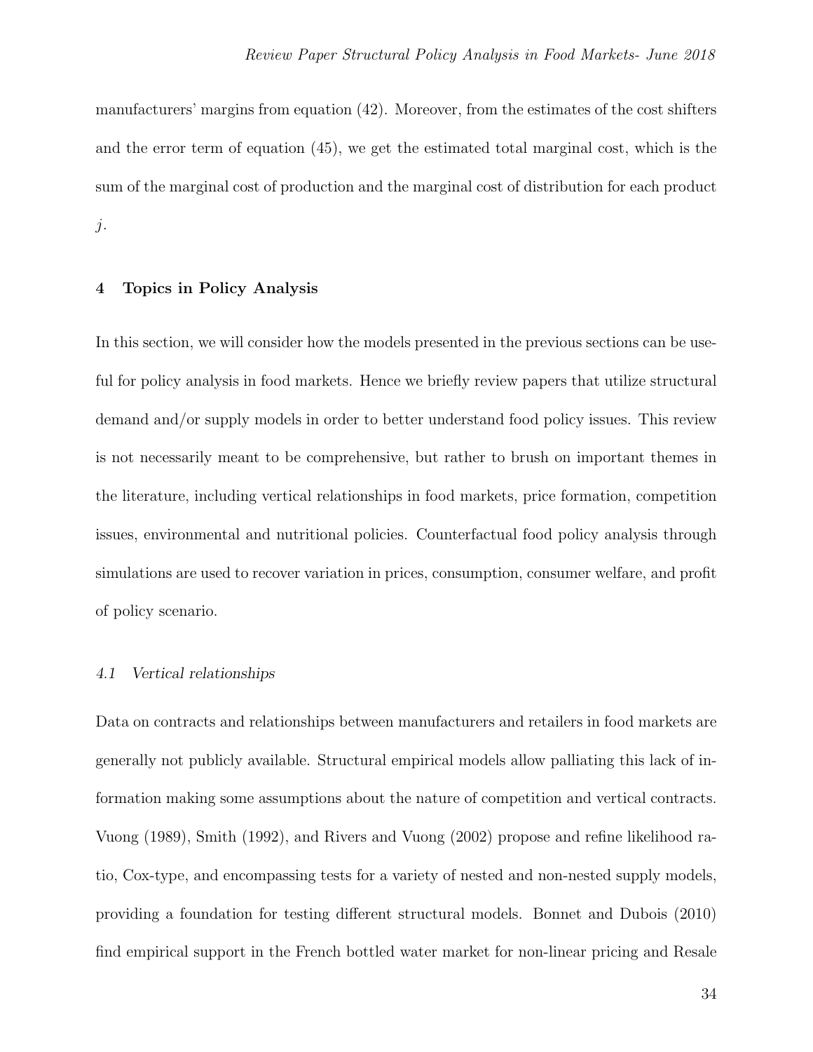manufacturers' margins from equation (42). Moreover, from the estimates of the cost shifters and the error term of equation (45), we get the estimated total marginal cost, which is the sum of the marginal cost of production and the marginal cost of distribution for each product $j$.

## 4 Topics in Policy Analysis

In this section, we will consider how the models presented in the previous sections can be useful for policy analysis in food markets. Hence we briefly review papers that utilize structural demand and/or supply models in order to better understand food policy issues. This review is not necessarily meant to be comprehensive, but rather to brush on important themes in the literature, including vertical relationships in food markets, price formation, competition issues, environmental and nutritional policies. Counterfactual food policy analysis through simulations are used to recover variation in prices, consumption, consumer welfare, and profit of policy scenario.

### *4.1 Vertical relationships*

Data on contracts and relationships between manufacturers and retailers in food markets are generally not publicly available. Structural empirical models allow palliating this lack of information making some assumptions about the nature of competition and vertical contracts. Vuong (1989), Smith (1992), and Rivers and Vuong (2002) propose and refine likelihood ratio, Cox-type, and encompassing tests for a variety of nested and non-nested supply models, providing a foundation for testing different structural models. Bonnet and Dubois (2010) find empirical support in the French bottled water market for non-linear pricing and Resale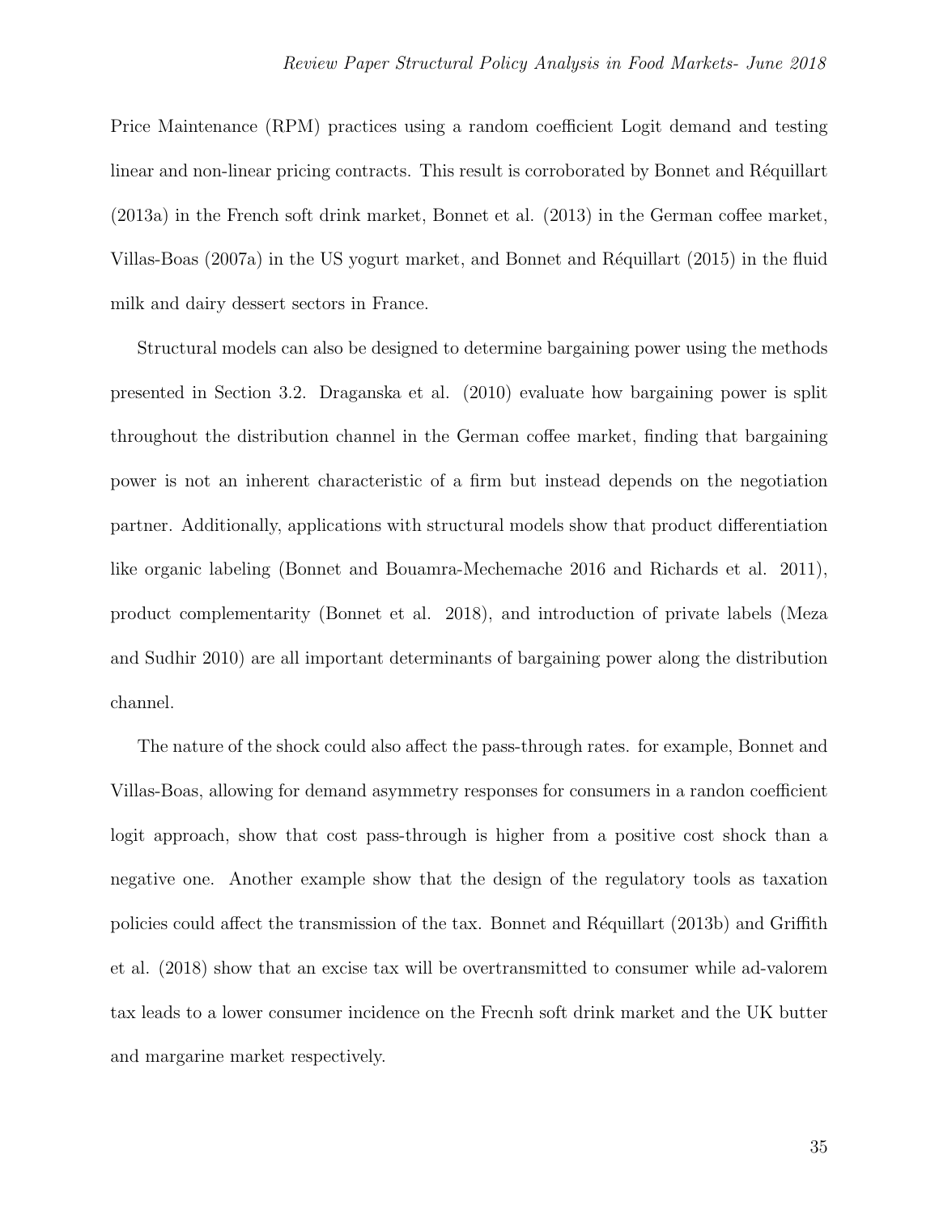Price Maintenance (RPM) practices using a random coefficient Logit demand and testing linear and non-linear pricing contracts. This result is corroborated by Bonnet and Réquillart (2013a) in the French soft drink market, Bonnet et al. (2013) in the German coffee market, Villas-Boas (2007a) in the US yogurt market, and Bonnet and Réquillart (2015) in the fluid milk and dairy dessert sectors in France.

Structural models can also be designed to determine bargaining power using the methods presented in Section 3.2. Draganska et al. (2010) evaluate how bargaining power is split throughout the distribution channel in the German coffee market, finding that bargaining power is not an inherent characteristic of a firm but instead depends on the negotiation partner. Additionally, applications with structural models show that product differentiation like organic labeling (Bonnet and Bouamra-Mechemache 2016 and Richards et al. 2011), product complementarity (Bonnet et al. 2018), and introduction of private labels (Meza and Sudhir 2010) are all important determinants of bargaining power along the distribution channel.

The nature of the shock could also affect the pass-through rates. for example, Bonnet and Villas-Boas, allowing for demand asymmetry responses for consumers in a randon coefficient logit approach, show that cost pass-through is higher from a positive cost shock than a negative one. Another example show that the design of the regulatory tools as taxation policies could affect the transmission of the tax. Bonnet and Réquillart (2013b) and Griffith et al. (2018) show that an excise tax will be overtransmitted to consumer while ad-valorem tax leads to a lower consumer incidence on the Frecnh soft drink market and the UK butter and margarine market respectively.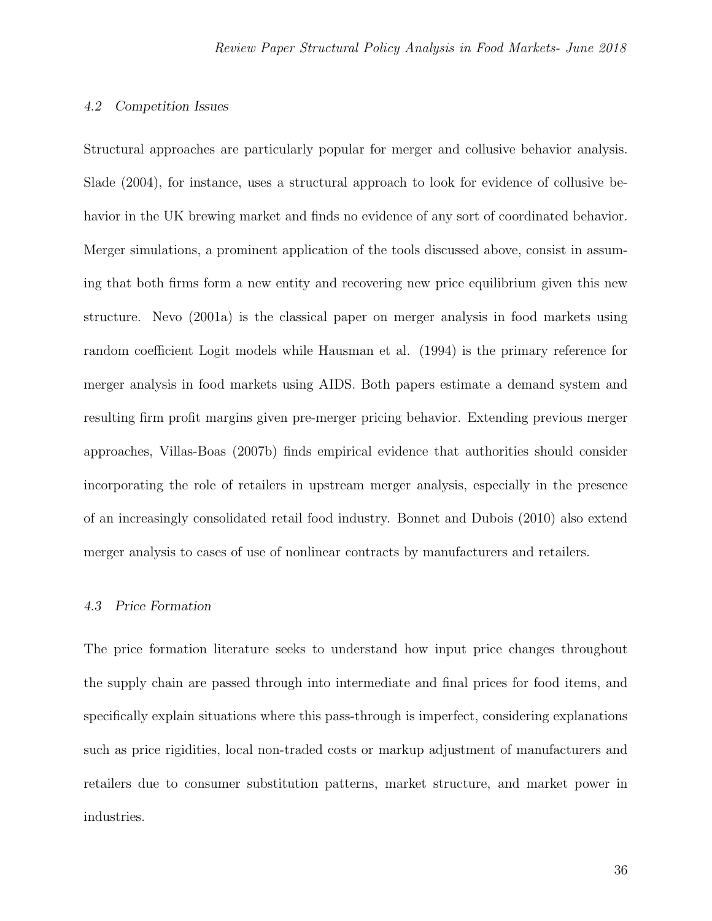### *4.2 Competition Issues*

Structural approaches are particularly popular for merger and collusive behavior analysis. Slade (2004), for instance, uses a structural approach to look for evidence of collusive behavior in the UK brewing market and finds no evidence of any sort of coordinated behavior. Merger simulations, a prominent application of the tools discussed above, consist in assuming that both firms form a new entity and recovering new price equilibrium given this new structure. Nevo (2001a) is the classical paper on merger analysis in food markets using random coefficient Logit models while Hausman et al. (1994) is the primary reference for merger analysis in food markets using AIDS. Both papers estimate a demand system and resulting firm profit margins given pre-merger pricing behavior. Extending previous merger approaches, Villas-Boas (2007b) finds empirical evidence that authorities should consider incorporating the role of retailers in upstream merger analysis, especially in the presence of an increasingly consolidated retail food industry. Bonnet and Dubois (2010) also extend merger analysis to cases of use of nonlinear contracts by manufacturers and retailers.

### *4.3 Price Formation*

The price formation literature seeks to understand how input price changes throughout the supply chain are passed through into intermediate and final prices for food items, and specifically explain situations where this pass-through is imperfect, considering explanations such as price rigidities, local non-traded costs or markup adjustment of manufacturers and retailers due to consumer substitution patterns, market structure, and market power in industries.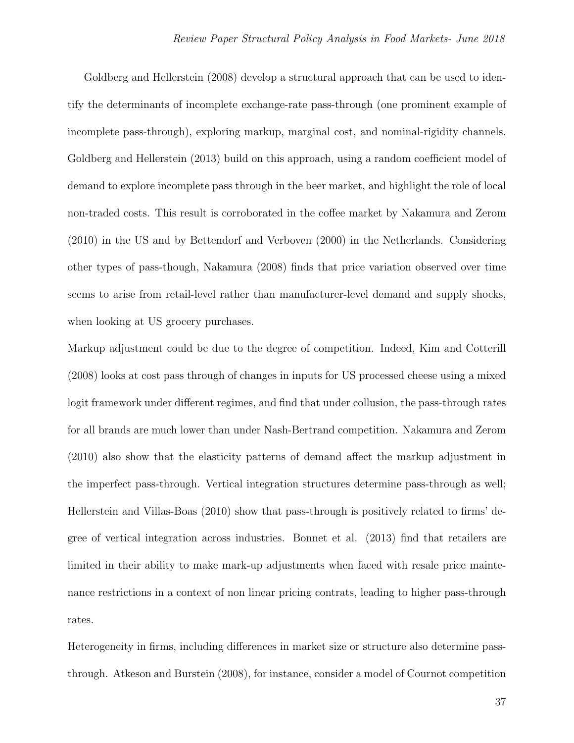Goldberg and Hellerstein (2008) develop a structural approach that can be used to identify the determinants of incomplete exchange-rate pass-through (one prominent example of incomplete pass-through), exploring markup, marginal cost, and nominal-rigidity channels. Goldberg and Hellerstein (2013) build on this approach, using a random coefficient model of demand to explore incomplete pass through in the beer market, and highlight the role of local non-traded costs. This result is corroborated in the coffee market by Nakamura and Zerom (2010) in the US and by Bettendorf and Verboven (2000) in the Netherlands. Considering other types of pass-though, Nakamura (2008) finds that price variation observed over time seems to arise from retail-level rather than manufacturer-level demand and supply shocks, when looking at US grocery purchases.

Markup adjustment could be due to the degree of competition. Indeed, Kim and Cotterill (2008) looks at cost pass through of changes in inputs for US processed cheese using a mixed logit framework under different regimes, and find that under collusion, the pass-through rates for all brands are much lower than under Nash-Bertrand competition. Nakamura and Zerom (2010) also show that the elasticity patterns of demand affect the markup adjustment in the imperfect pass-through. Vertical integration structures determine pass-through as well; Hellerstein and Villas-Boas (2010) show that pass-through is positively related to firms' degree of vertical integration across industries. Bonnet et al. (2013) find that retailers are limited in their ability to make mark-up adjustments when faced with resale price maintenance restrictions in a context of non linear pricing contrats, leading to higher pass-through rates.

Heterogeneity in firms, including differences in market size or structure also determine pass-through. Atkeson and Burstein (2008), for instance, consider a model of Cournot competition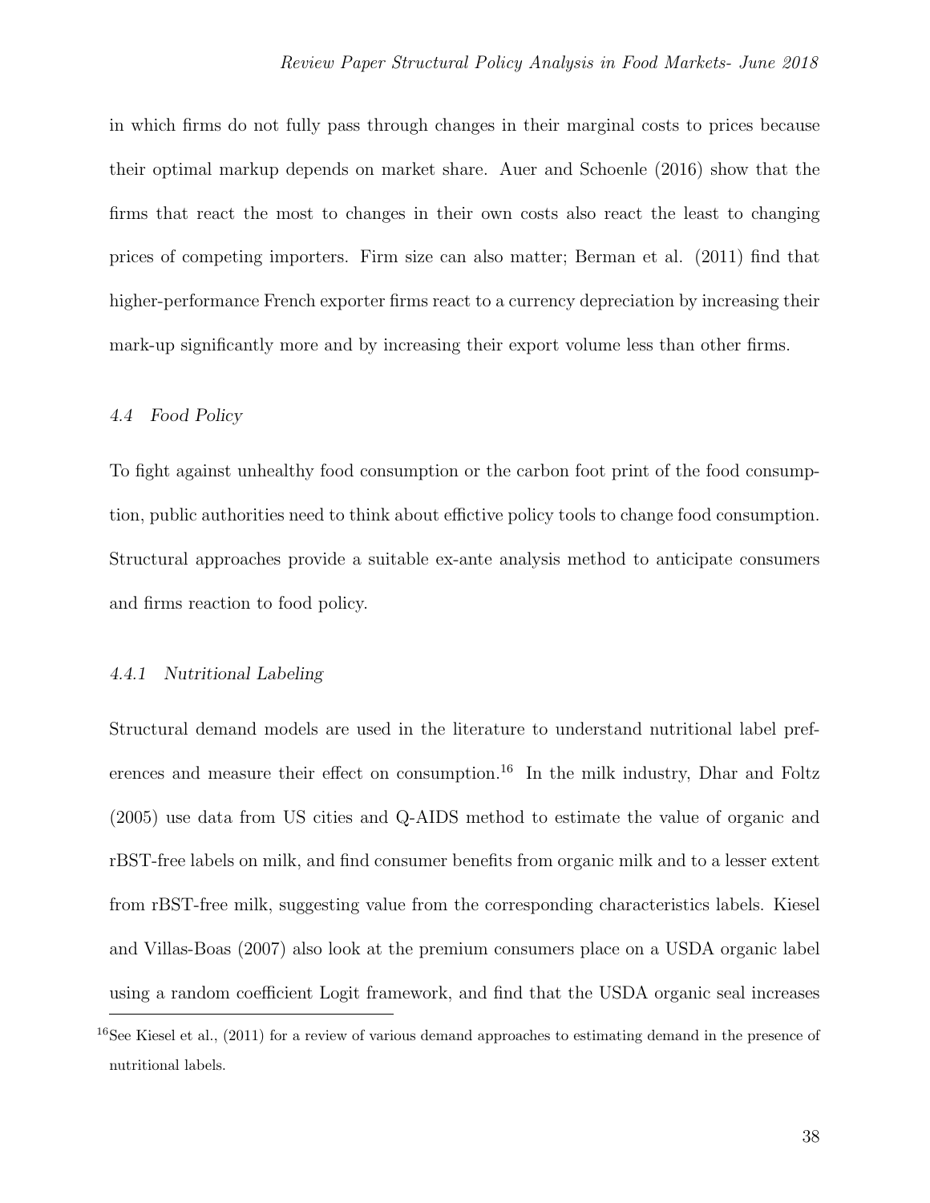in which firms do not fully pass through changes in their marginal costs to prices because their optimal markup depends on market share. Auer and Schoenle (2016) show that the firms that react the most to changes in their own costs also react the least to changing prices of competing importers. Firm size can also matter; Berman et al. (2011) find that higher-performance French exporter firms react to a currency depreciation by increasing their mark-up significantly more and by increasing their export volume less than other firms.

### *4.4 Food Policy*

To fight against unhealthy food consumption or the carbon foot print of the food consumption, public authorities need to think about effictive policy tools to change food consumption. Structural approaches provide a suitable ex-ante analysis method to anticipate consumers and firms reaction to food policy.

#### *4.4.1 Nutritional Labeling*

Structural demand models are used in the literature to understand nutritional label preferences and measure their effect on consumption.[16] In the milk industry, Dhar and Foltz (2005) use data from US cities and Q-AIDS method to estimate the value of organic and rBST-free labels on milk, and find consumer benefits from organic milk and to a lesser extent from rBST-free milk, suggesting value from the corresponding characteristics labels. Kiesel and Villas-Boas (2007) also look at the premium consumers place on a USDA organic label using a random coefficient Logit framework, and find that the USDA organic seal increases

[16] See Kiesel et al., (2011) for a review of various demand approaches to estimating demand in the presence of nutritional labels.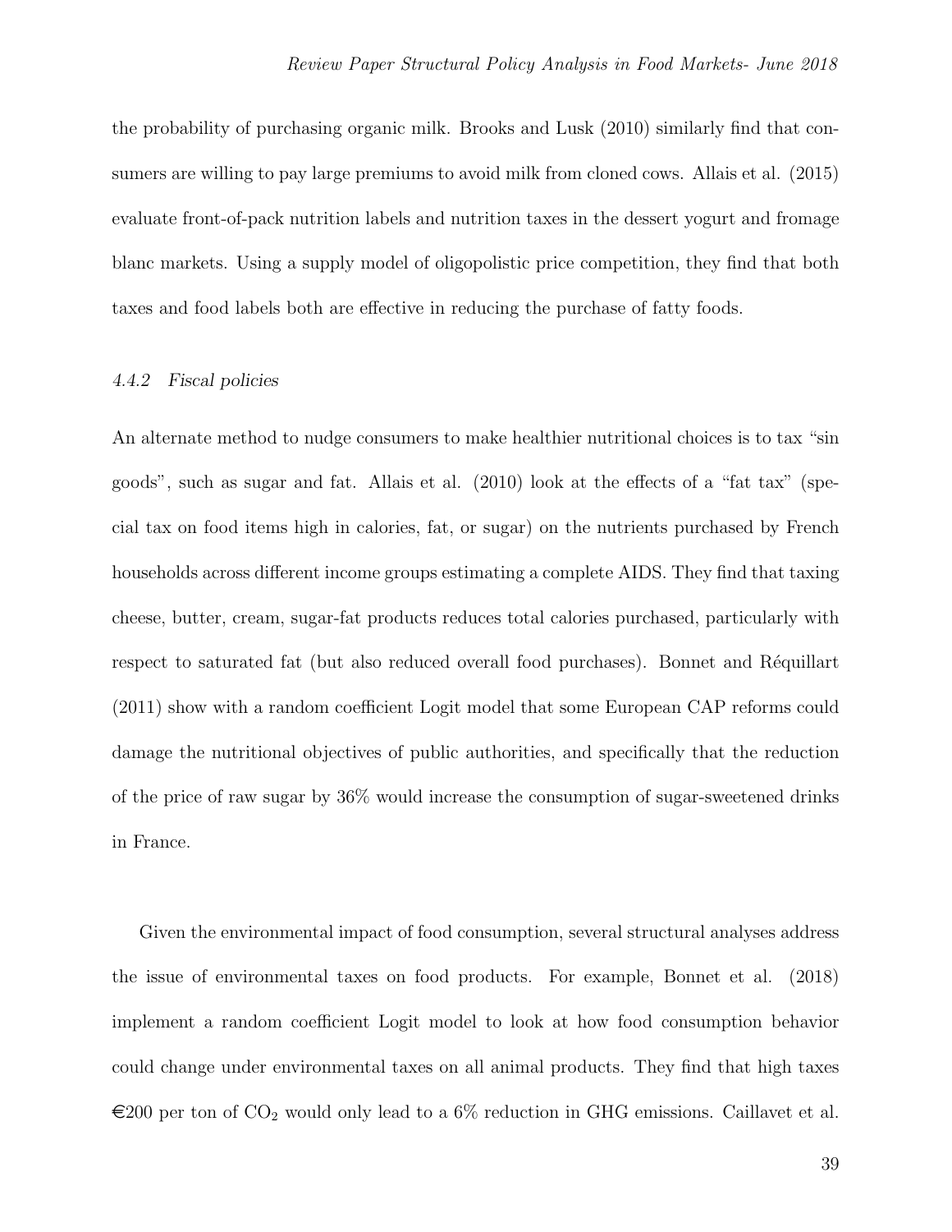the probability of purchasing organic milk. Brooks and Lusk (2010) similarly find that consumers are willing to pay large premiums to avoid milk from cloned cows. Allais et al. (2015) evaluate front-of-pack nutrition labels and nutrition taxes in the dessert yogurt and fromage blanc markets. Using a supply model of oligopolistic price competition, they find that both taxes and food labels both are effective in reducing the purchase of fatty foods.

#### *4.4.2 Fiscal policies*

An alternate method to nudge consumers to make healthier nutritional choices is to tax "sin goods", such as sugar and fat. Allais et al. (2010) look at the effects of a "fat tax" (special tax on food items high in calories, fat, or sugar) on the nutrients purchased by French households across different income groups estimating a complete AIDS. They find that taxing cheese, butter, cream, sugar-fat products reduces total calories purchased, particularly with respect to saturated fat (but also reduced overall food purchases). Bonnet and Réquillart (2011) show with a random coefficient Logit model that some European CAP reforms could damage the nutritional objectives of public authorities, and specifically that the reduction of the price of raw sugar by 36% would increase the consumption of sugar-sweetened drinks in France.

Given the environmental impact of food consumption, several structural analyses address the issue of environmental taxes on food products. For example, Bonnet et al. (2018) implement a random coefficient Logit model to look at how food consumption behavior could change under environmental taxes on all animal products. They find that high taxes €200 per ton of $CO_2$ would only lead to a 6% reduction in GHG emissions. Caillavet et al.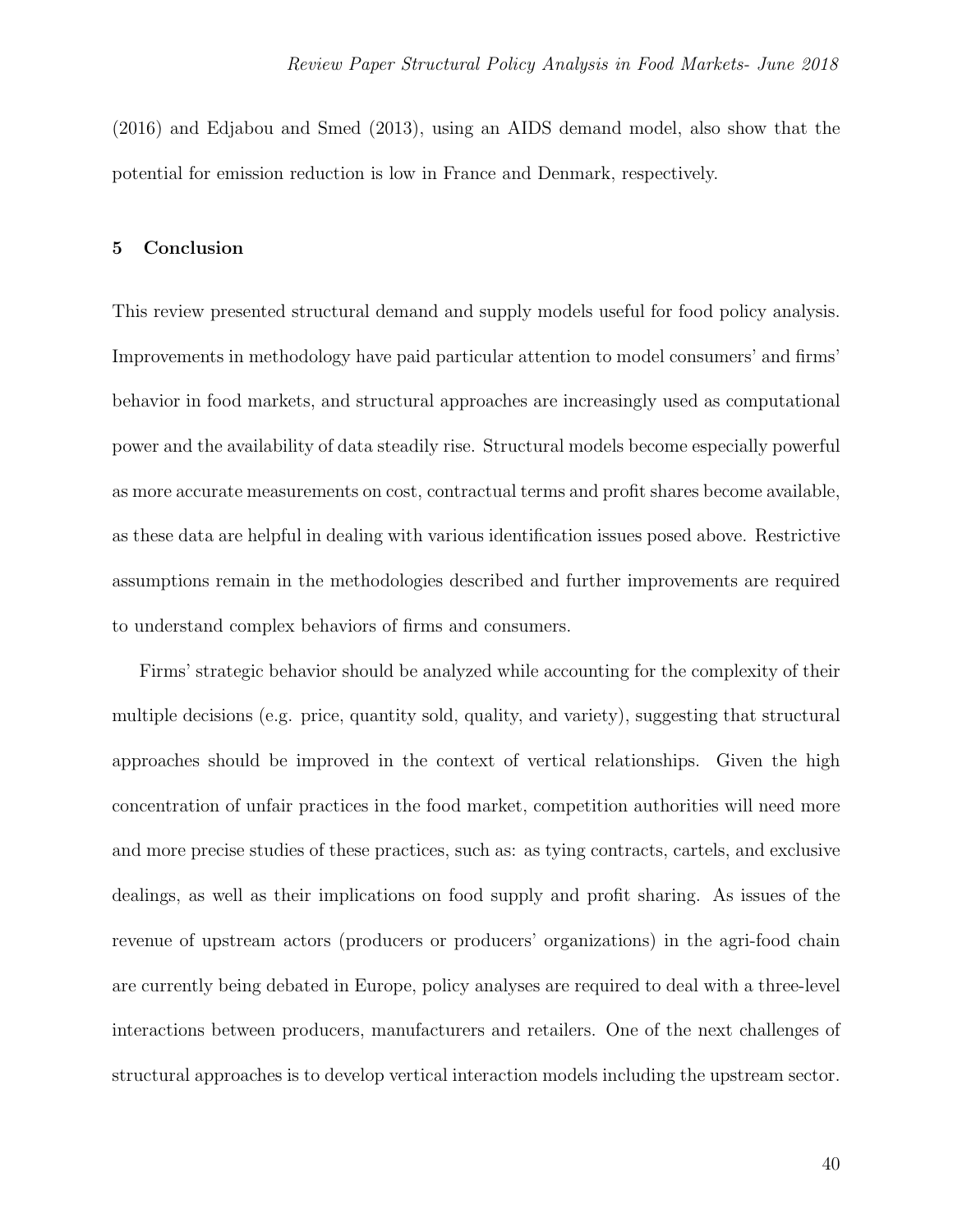(2016) and Edjabou and Smed (2013), using an AIDS demand model, also show that the potential for emission reduction is low in France and Denmark, respectively.

## 5 Conclusion

This review presented structural demand and supply models useful for food policy analysis. Improvements in methodology have paid particular attention to model consumers' and firms' behavior in food markets, and structural approaches are increasingly used as computational power and the availability of data steadily rise. Structural models become especially powerful as more accurate measurements on cost, contractual terms and profit shares become available, as these data are helpful in dealing with various identification issues posed above. Restrictive assumptions remain in the methodologies described and further improvements are required to understand complex behaviors of firms and consumers.

Firms' strategic behavior should be analyzed while accounting for the complexity of their multiple decisions (e.g. price, quantity sold, quality, and variety), suggesting that structural approaches should be improved in the context of vertical relationships. Given the high concentration of unfair practices in the food market, competition authorities will need more and more precise studies of these practices, such as: as tying contracts, cartels, and exclusive dealings, as well as their implications on food supply and profit sharing. As issues of the revenue of upstream actors (producers or producers' organizations) in the agri-food chain are currently being debated in Europe, policy analyses are required to deal with a three-level interactions between producers, manufacturers and retailers. One of the next challenges of structural approaches is to develop vertical interaction models including the upstream sector.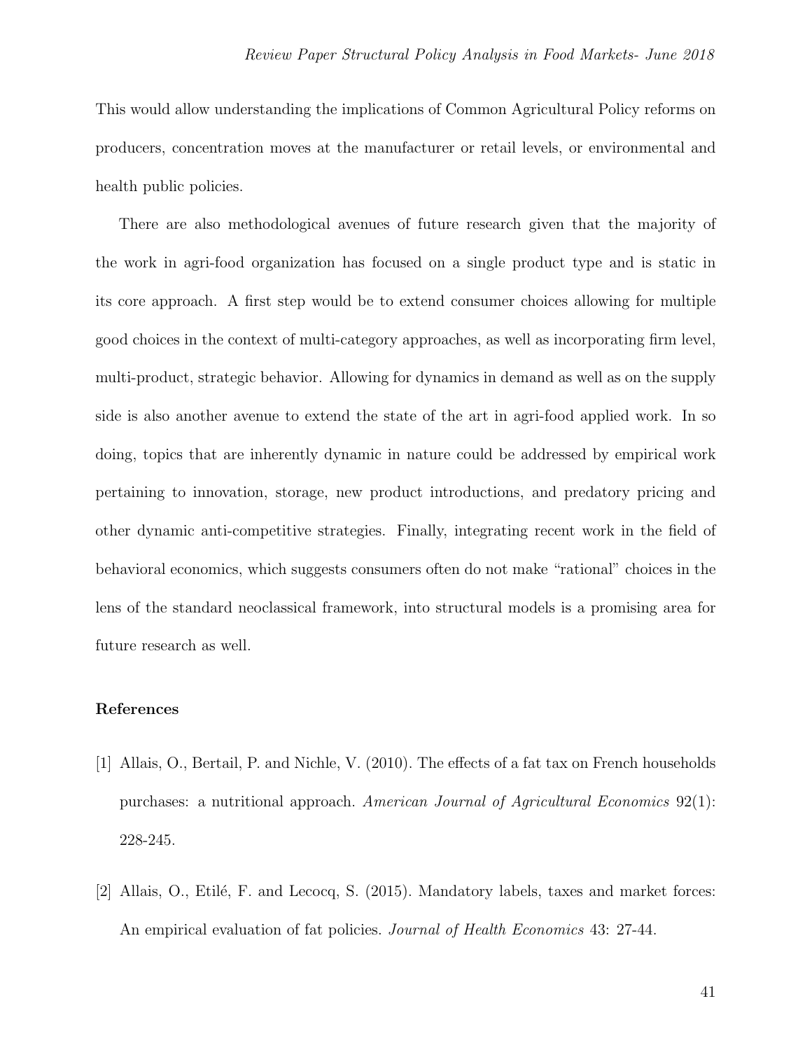This would allow understanding the implications of Common Agricultural Policy reforms on producers, concentration moves at the manufacturer or retail levels, or environmental and health public policies.

There are also methodological avenues of future research given that the majority of the work in agri-food organization has focused on a single product type and is static in its core approach. A first step would be to extend consumer choices allowing for multiple good choices in the context of multi-category approaches, as well as incorporating firm level, multi-product, strategic behavior. Allowing for dynamics in demand as well as on the supply side is also another avenue to extend the state of the art in agri-food applied work. In so doing, topics that are inherently dynamic in nature could be addressed by empirical work pertaining to innovation, storage, new product introductions, and predatory pricing and other dynamic anti-competitive strategies. Finally, integrating recent work in the field of behavioral economics, which suggests consumers often do not make "rational" choices in the lens of the standard neoclassical framework, into structural models is a promising area for future research as well.

## References

[1] Allais, O., Bertail, P. and Nichle, V. (2010). The effects of a fat tax on French households purchases: a nutritional approach. *American Journal of Agricultural Economics* 92(1): 228-245.

[2] Allais, O., Etilé, F. and Lecocq, S. (2015). Mandatory labels, taxes and market forces: An empirical evaluation of fat policies. *Journal of Health Economics* 43: 27-44.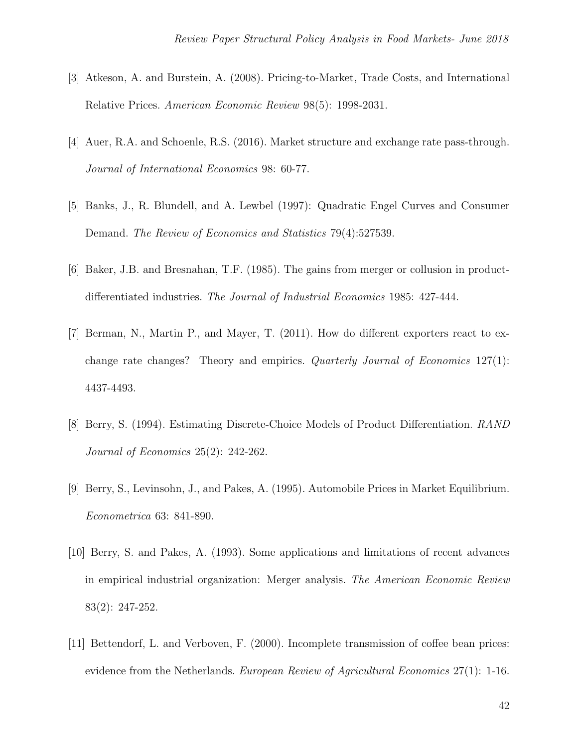[3] Atkeson, A. and Burstein, A. (2008). Pricing-to-Market, Trade Costs, and International Relative Prices. *American Economic Review* 98(5): 1998-2031.

[4] Auer, R.A. and Schoenle, R.S. (2016). Market structure and exchange rate pass-through. *Journal of International Economics* 98: 60-77.

[5] Banks, J., R. Blundell, and A. Lewbel (1997): Quadratic Engel Curves and Consumer Demand. *The Review of Economics and Statistics* 79(4):527539.

[6] Baker, J.B. and Bresnahan, T.F. (1985). The gains from merger or collusion in product-differentiated industries. *The Journal of Industrial Economics* 1985: 427-444.

[7] Berman, N., Martin P., and Mayer, T. (2011). How do different exporters react to exchange rate changes? Theory and empirics. *Quarterly Journal of Economics* 127(1): 4437-4493.

[8] Berry, S. (1994). Estimating Discrete-Choice Models of Product Differentiation. *RAND Journal of Economics* 25(2): 242-262.

[9] Berry, S., Levinsohn, J., and Pakes, A. (1995). Automobile Prices in Market Equilibrium. *Econometrica* 63: 841-890.

[10] Berry, S. and Pakes, A. (1993). Some applications and limitations of recent advances in empirical industrial organization: Merger analysis. *The American Economic Review* 83(2): 247-252.

[11] Bettendorf, L. and Verboven, F. (2000). Incomplete transmission of coffee bean prices: evidence from the Netherlands. *European Review of Agricultural Economics* 27(1): 1-16.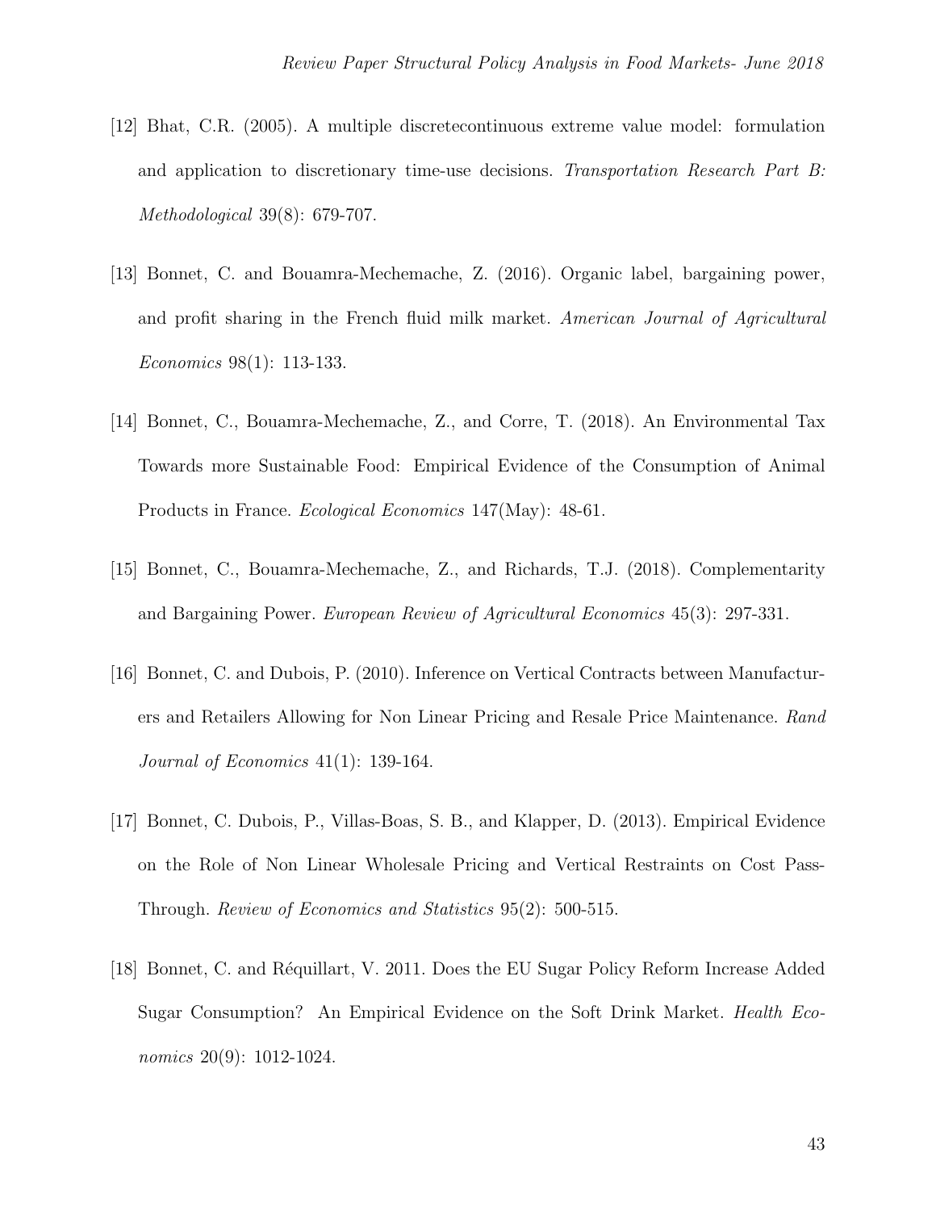[12] Bhat, C.R. (2005). A multiple discretecontinuous extreme value model: formulation and application to discretionary time-use decisions. *Transportation Research Part B: Methodological* 39(8): 679-707.

[13] Bonnet, C. and Bouamra-Mechemache, Z. (2016). Organic label, bargaining power, and profit sharing in the French fluid milk market. *American Journal of Agricultural Economics* 98(1): 113-133.

[14] Bonnet, C., Bouamra-Mechemache, Z., and Corre, T. (2018). An Environmental Tax Towards more Sustainable Food: Empirical Evidence of the Consumption of Animal Products in France. *Ecological Economics* 147(May): 48-61.

[15] Bonnet, C., Bouamra-Mechemache, Z., and Richards, T.J. (2018). Complementarity and Bargaining Power. *European Review of Agricultural Economics* 45(3): 297-331.

[16] Bonnet, C. and Dubois, P. (2010). Inference on Vertical Contracts between Manufacturers and Retailers Allowing for Non Linear Pricing and Resale Price Maintenance. *Rand Journal of Economics* 41(1): 139-164.

[17] Bonnet, C. Dubois, P., Villas-Boas, S. B., and Klapper, D. (2013). Empirical Evidence on the Role of Non Linear Wholesale Pricing and Vertical Restraints on Cost Pass-Through. *Review of Economics and Statistics* 95(2): 500-515.

[18] Bonnet, C. and Réquillart, V. 2011. Does the EU Sugar Policy Reform Increase Added Sugar Consumption? An Empirical Evidence on the Soft Drink Market. *Health Economics* 20(9): 1012-1024.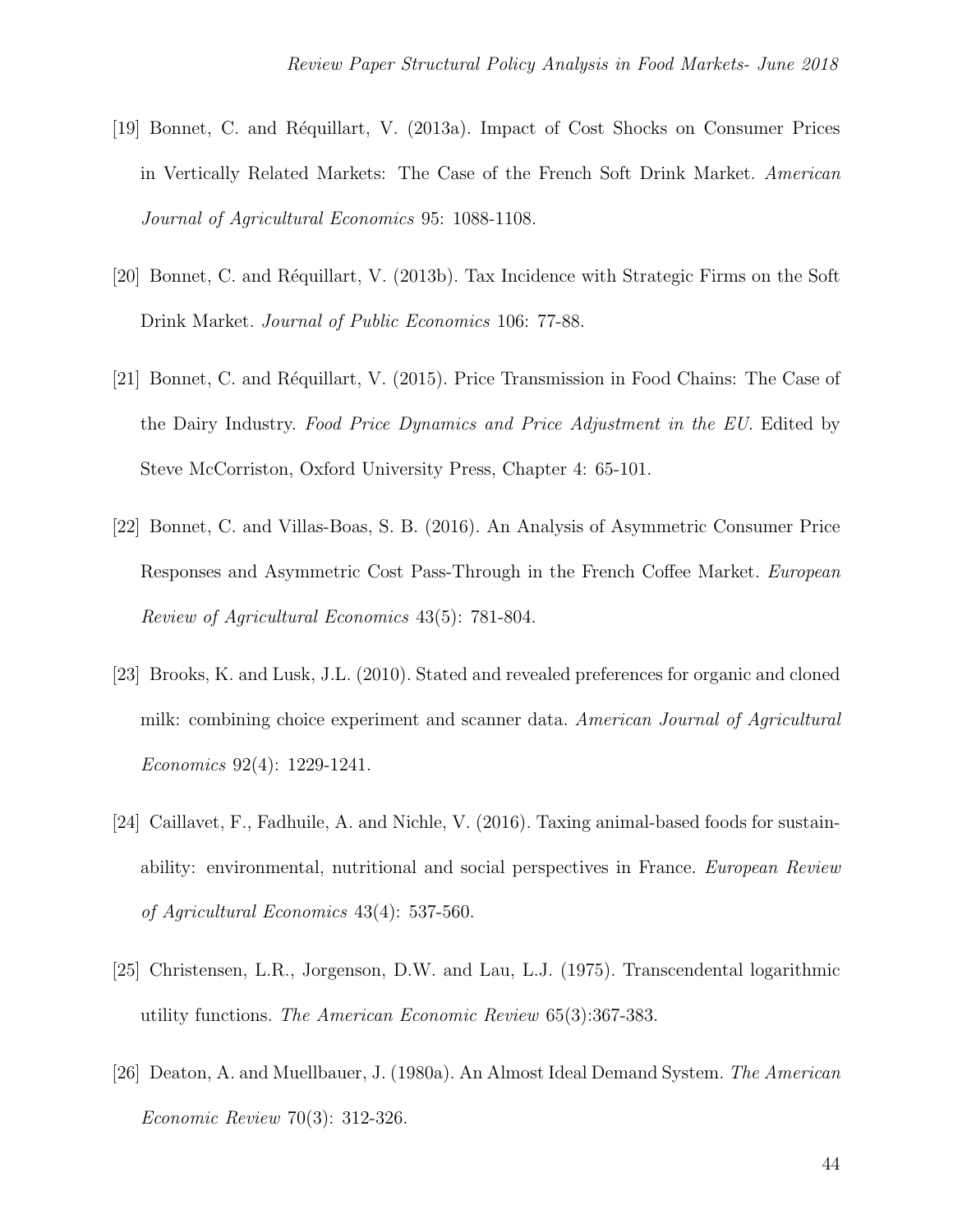[19] Bonnet, C. and Réquillart, V. (2013a). Impact of Cost Shocks on Consumer Prices in Vertically Related Markets: The Case of the French Soft Drink Market. *American Journal of Agricultural Economics* 95: 1088-1108.

[20] Bonnet, C. and Réquillart, V. (2013b). Tax Incidence with Strategic Firms on the Soft Drink Market. *Journal of Public Economics* 106: 77-88.

[21] Bonnet, C. and Réquillart, V. (2015). Price Transmission in Food Chains: The Case of the Dairy Industry. *Food Price Dynamics and Price Adjustment in the EU*. Edited by Steve McCorriston, Oxford University Press, Chapter 4: 65-101.

[22] Bonnet, C. and Villas-Boas, S. B. (2016). An Analysis of Asymmetric Consumer Price Responses and Asymmetric Cost Pass-Through in the French Coffee Market. *European Review of Agricultural Economics* 43(5): 781-804.

[23] Brooks, K. and Lusk, J.L. (2010). Stated and revealed preferences for organic and cloned milk: combining choice experiment and scanner data. *American Journal of Agricultural Economics* 92(4): 1229-1241.

[24] Caillavet, F., Fadhuile, A. and Nichle, V. (2016). Taxing animal-based foods for sustainability: environmental, nutritional and social perspectives in France. *European Review of Agricultural Economics* 43(4): 537-560.

[25] Christensen, L.R., Jorgenson, D.W. and Lau, L.J. (1975). Transcendental logarithmic utility functions. *The American Economic Review* 65(3):367-383.

[26] Deaton, A. and Muellbauer, J. (1980a). An Almost Ideal Demand System. *The American Economic Review* 70(3): 312-326.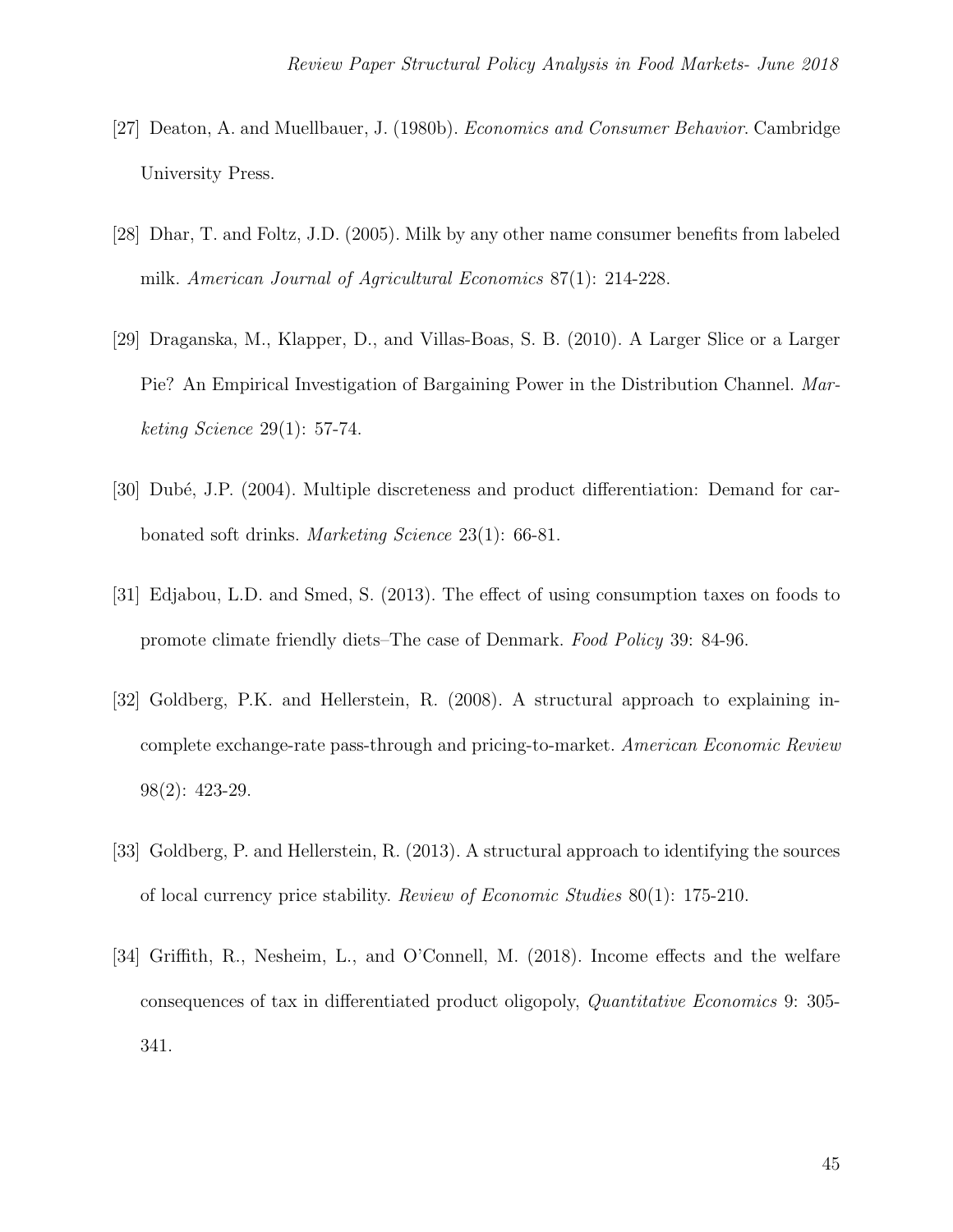[27] Deaton, A. and Muellbauer, J. (1980b). *Economics and Consumer Behavior*. Cambridge University Press.

[28] Dhar, T. and Foltz, J.D. (2005). Milk by any other name consumer benefits from labeled milk. *American Journal of Agricultural Economics* 87(1): 214-228.

[29] Draganska, M., Klapper, D., and Villas-Boas, S. B. (2010). A Larger Slice or a Larger Pie? An Empirical Investigation of Bargaining Power in the Distribution Channel. *Marketing Science* 29(1): 57-74.

[30] Dubé, J.P. (2004). Multiple discreteness and product differentiation: Demand for carbonated soft drinks. *Marketing Science* 23(1): 66-81.

[31] Edjabou, L.D. and Smed, S. (2013). The effect of using consumption taxes on foods to promote climate friendly diets–The case of Denmark. *Food Policy* 39: 84-96.

[32] Goldberg, P.K. and Hellerstein, R. (2008). A structural approach to explaining incomplete exchange-rate pass-through and pricing-to-market. *American Economic Review* 98(2): 423-29.

[33] Goldberg, P. and Hellerstein, R. (2013). A structural approach to identifying the sources of local currency price stability. *Review of Economic Studies* 80(1): 175-210.

[34] Griffith, R., Nesheim, L., and O'Connell, M. (2018). Income effects and the welfare consequences of tax in differentiated product oligopoly, *Quantitative Economics* 9: 305-341.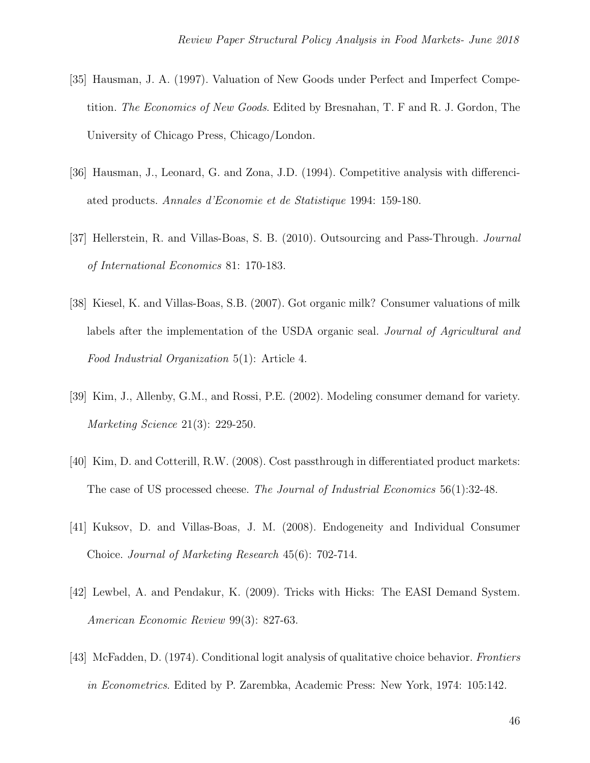[35] Hausman, J. A. (1997). Valuation of New Goods under Perfect and Imperfect Competition. *The Economics of New Goods*. Edited by Bresnahan, T. F and R. J. Gordon, The University of Chicago Press, Chicago/London.

[36] Hausman, J., Leonard, G. and Zona, J.D. (1994). Competitive analysis with differenciated products. *Annales d'Economie et de Statistique* 1994: 159-180.

[37] Hellerstein, R. and Villas-Boas, S. B. (2010). Outsourcing and Pass-Through. *Journal of International Economics* 81: 170-183.

[38] Kiesel, K. and Villas-Boas, S.B. (2007). Got organic milk? Consumer valuations of milk labels after the implementation of the USDA organic seal. *Journal of Agricultural and Food Industrial Organization* 5(1): Article 4.

[39] Kim, J., Allenby, G.M., and Rossi, P.E. (2002). Modeling consumer demand for variety. *Marketing Science* 21(3): 229-250.

[40] Kim, D. and Cotterill, R.W. (2008). Cost passthrough in differentiated product markets: The case of US processed cheese. *The Journal of Industrial Economics* 56(1):32-48.

[41] Kuksov, D. and Villas-Boas, J. M. (2008). Endogeneity and Individual Consumer Choice. *Journal of Marketing Research* 45(6): 702-714.

[42] Lewbel, A. and Pendakur, K. (2009). Tricks with Hicks: The EASI Demand System. *American Economic Review* 99(3): 827-63.

[43] McFadden, D. (1974). Conditional logit analysis of qualitative choice behavior. *Frontiers in Econometrics*. Edited by P. Zarembka, Academic Press: New York, 1974: 105:142.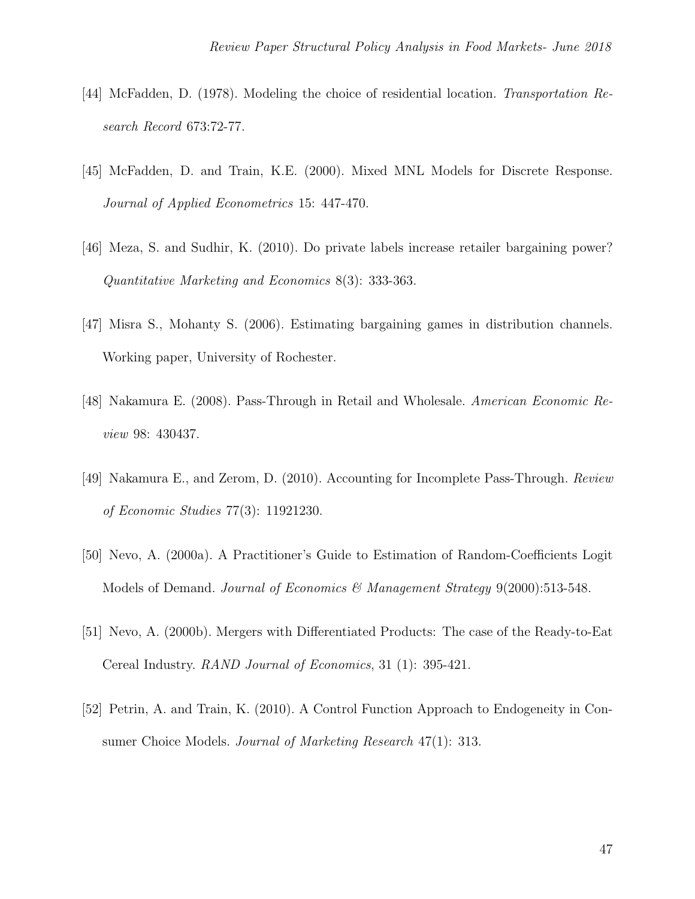[44] McFadden, D. (1978). Modeling the choice of residential location. *Transportation Research Record* 673:72-77.

[45] McFadden, D. and Train, K.E. (2000). Mixed MNL Models for Discrete Response. *Journal of Applied Econometrics* 15: 447-470.

[46] Meza, S. and Sudhir, K. (2010). Do private labels increase retailer bargaining power? *Quantitative Marketing and Economics* 8(3): 333-363.

[47] Misra S., Mohanty S. (2006). Estimating bargaining games in distribution channels. Working paper, University of Rochester.

[48] Nakamura E. (2008). Pass-Through in Retail and Wholesale. *American Economic Review* 98: 430437.

[49] Nakamura E., and Zerom, D. (2010). Accounting for Incomplete Pass-Through. *Review of Economic Studies* 77(3): 11921230.

[50] Nevo, A. (2000a). A Practitioner's Guide to Estimation of Random-Coefficients Logit Models of Demand. *Journal of Economics & Management Strategy* 9(2000):513-548.

[51] Nevo, A. (2000b). Mergers with Differentiated Products: The case of the Ready-to-Eat Cereal Industry. *RAND Journal of Economics*, 31 (1): 395-421.

[52] Petrin, A. and Train, K. (2010). A Control Function Approach to Endogeneity in Consumer Choice Models. *Journal of Marketing Research* 47(1): 313.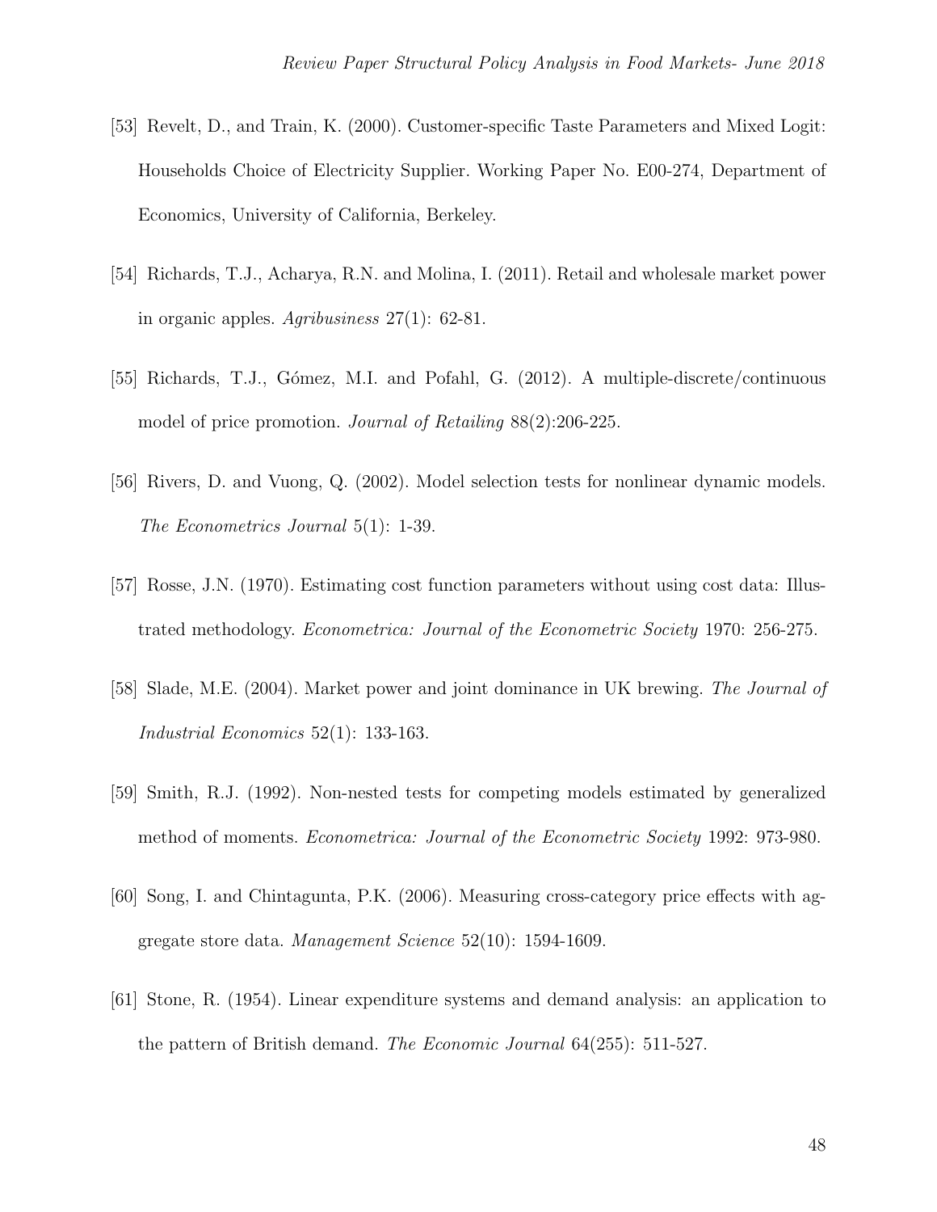[53] Revelt, D., and Train, K. (2000). Customer-specific Taste Parameters and Mixed Logit: Households Choice of Electricity Supplier. Working Paper No. E00-274, Department of Economics, University of California, Berkeley.

[54] Richards, T.J., Acharya, R.N. and Molina, I. (2011). Retail and wholesale market power in organic apples. *Agribusiness* 27(1): 62-81.

[55] Richards, T.J., Gómez, M.I. and Pofahl, G. (2012). A multiple-discrete/continuous model of price promotion. *Journal of Retailing* 88(2):206-225.

[56] Rivers, D. and Vuong, Q. (2002). Model selection tests for nonlinear dynamic models. *The Econometrics Journal* 5(1): 1-39.

[57] Rosse, J.N. (1970). Estimating cost function parameters without using cost data: Illustrated methodology. *Econometrica: Journal of the Econometric Society* 1970: 256-275.

[58] Slade, M.E. (2004). Market power and joint dominance in UK brewing. *The Journal of Industrial Economics* 52(1): 133-163.

[59] Smith, R.J. (1992). Non-nested tests for competing models estimated by generalized method of moments. *Econometrica: Journal of the Econometric Society* 1992: 973-980.

[60] Song, I. and Chintagunta, P.K. (2006). Measuring cross-category price effects with aggregate store data. *Management Science* 52(10): 1594-1609.

[61] Stone, R. (1954). Linear expenditure systems and demand analysis: an application to the pattern of British demand. *The Economic Journal* 64(255): 511-527.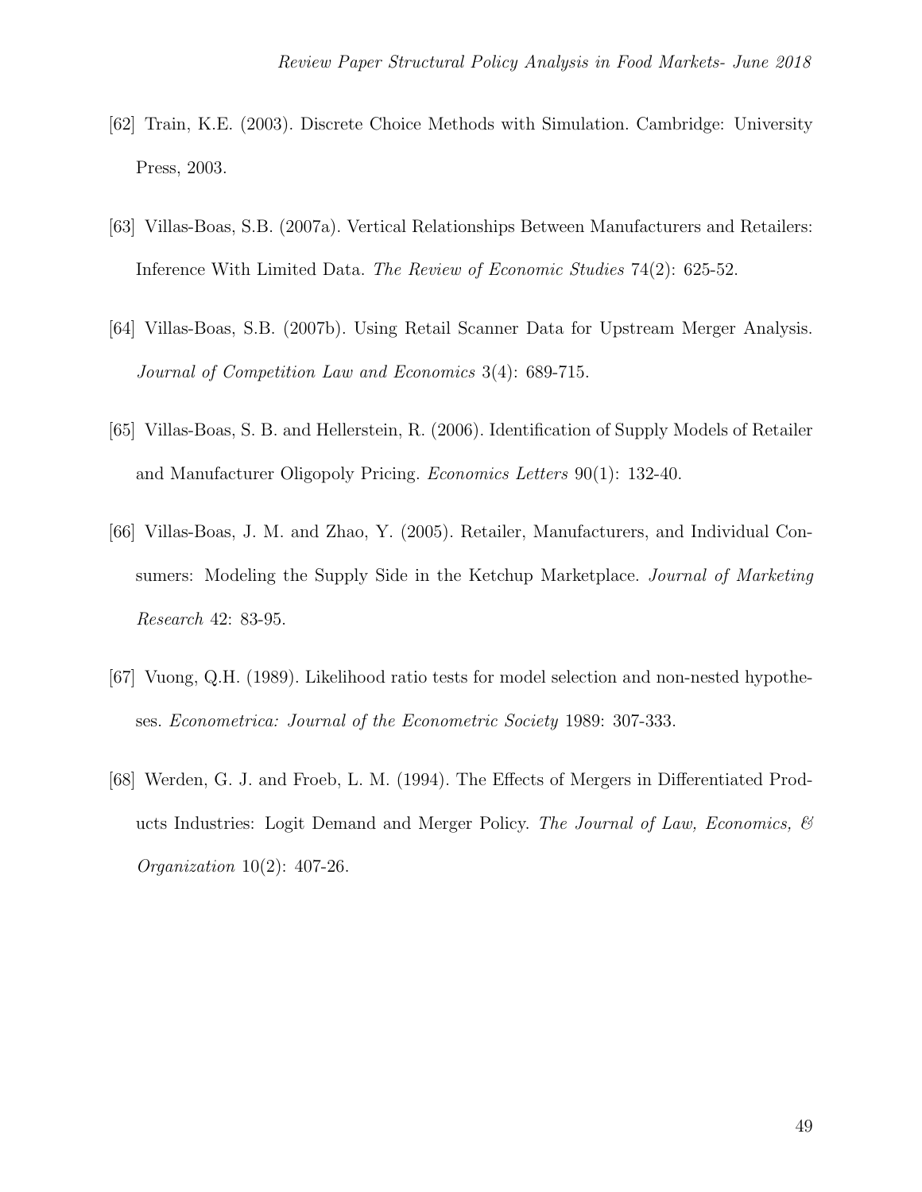[62] Train, K.E. (2003). Discrete Choice Methods with Simulation. Cambridge: University Press, 2003.

[63] Villas-Boas, S.B. (2007a). Vertical Relationships Between Manufacturers and Retailers: Inference With Limited Data. *The Review of Economic Studies* 74(2): 625-52.

[64] Villas-Boas, S.B. (2007b). Using Retail Scanner Data for Upstream Merger Analysis. *Journal of Competition Law and Economics* 3(4): 689-715.

[65] Villas-Boas, S. B. and Hellerstein, R. (2006). Identification of Supply Models of Retailer and Manufacturer Oligopoly Pricing. *Economics Letters* 90(1): 132-40.

[66] Villas-Boas, J. M. and Zhao, Y. (2005). Retailer, Manufacturers, and Individual Consumers: Modeling the Supply Side in the Ketchup Marketplace. *Journal of Marketing Research* 42: 83-95.

[67] Vuong, Q.H. (1989). Likelihood ratio tests for model selection and non-nested hypotheses. *Econometrica: Journal of the Econometric Society* 1989: 307-333.

[68] Werden, G. J. and Froeb, L. M. (1994). The Effects of Mergers in Differentiated Products Industries: Logit Demand and Merger Policy. *The Journal of Law, Economics, & Organization* 10(2): 407-26.